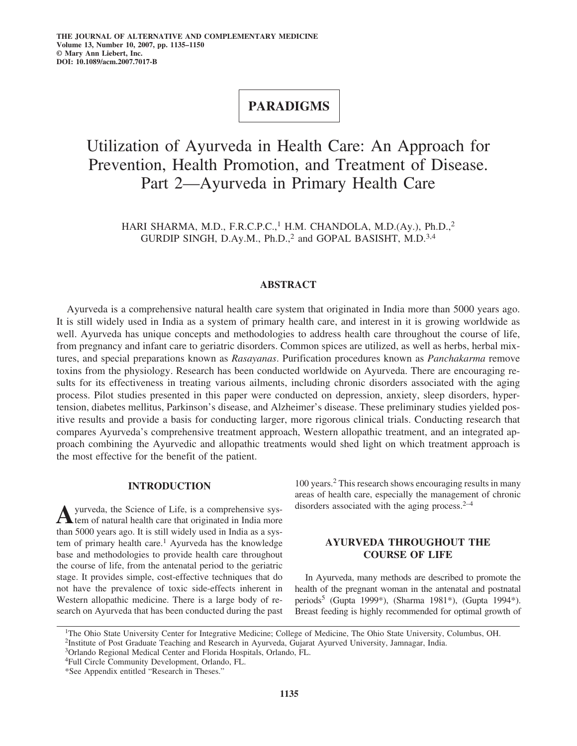# PARADIGMS

# Utilization of Ayurveda in Health Care: An Approach for Prevention, Health Promotion, and Treatment of Disease. Part 2—Ayurveda in Primary Health Care

HARI SHARMA, M.D., F.R.C.P.C.,[1] H.M. CHANDOLA, M.D.(Ay.), Ph.D.,[2] GURDIP SINGH, D.Ay.M., Ph.D.,[2] and GOPAL BASISHT, M.D.[3,4]

## ABSTRACT

Ayurveda is a comprehensive natural health care system that originated in India more than 5000 years ago. It is still widely used in India as a system of primary health care, and interest in it is growing worldwide as well. Ayurveda has unique concepts and methodologies to address health care throughout the course of life, from pregnancy and infant care to geriatric disorders. Common spices are utilized, as well as herbs, herbal mixtures, and special preparations known as *Rasayanas*. Purification procedures known as *Panchakarma* remove toxins from the physiology. Research has been conducted worldwide on Ayurveda. There are encouraging results for its effectiveness in treating various ailments, including chronic disorders associated with the aging process. Pilot studies presented in this paper were conducted on depression, anxiety, sleep disorders, hypertension, diabetes mellitus, Parkinson's disease, and Alzheimer's disease. These preliminary studies yielded positive results and provide a basis for conducting larger, more rigorous clinical trials. Conducting research that compares Ayurveda's comprehensive treatment approach, Western allopathic treatment, and an integrated approach combining the Ayurvedic and allopathic treatments would shed light on which treatment approach is the most effective for the benefit of the patient.

## INTRODUCTION

Ayurveda, the Science of Life, is a comprehensive system of natural health care that originated in India more than 5000 years ago. It is still widely used in India as a system of primary health care.[1] Ayurveda has the knowledge base and methodologies to provide health care throughout the course of life, from the antenatal period to the geriatric stage. It provides simple, cost-effective techniques that do not have the prevalence of toxic side-effects inherent in Western allopathic medicine. There is a large body of research on Ayurveda that has been conducted during the past 100 years.[2] This research shows encouraging results in many areas of health care, especially the management of chronic disorders associated with the aging process.[2–4]

## AYURVEDA THROUGHOUT THE COURSE OF LIFE

In Ayurveda, many methods are described to promote the health of the pregnant woman in the antenatal and postnatal periods[5] (Gupta 1999*), (Sharma 1981*), (Gupta 1994*). Breast feeding is highly recommended for optimal growth of

---

[1]The Ohio State University Center for Integrative Medicine; College of Medicine, The Ohio State University, Columbus, OH.
[2]Institute of Post Graduate Teaching and Research in Ayurveda, Gujarat Ayurved University, Jamnagar, India.
[3]Orlando Regional Medical Center and Florida Hospitals, Orlando, FL.
[4]Full Circle Community Development, Orlando, FL.
*See Appendix entitled "Research in Theses."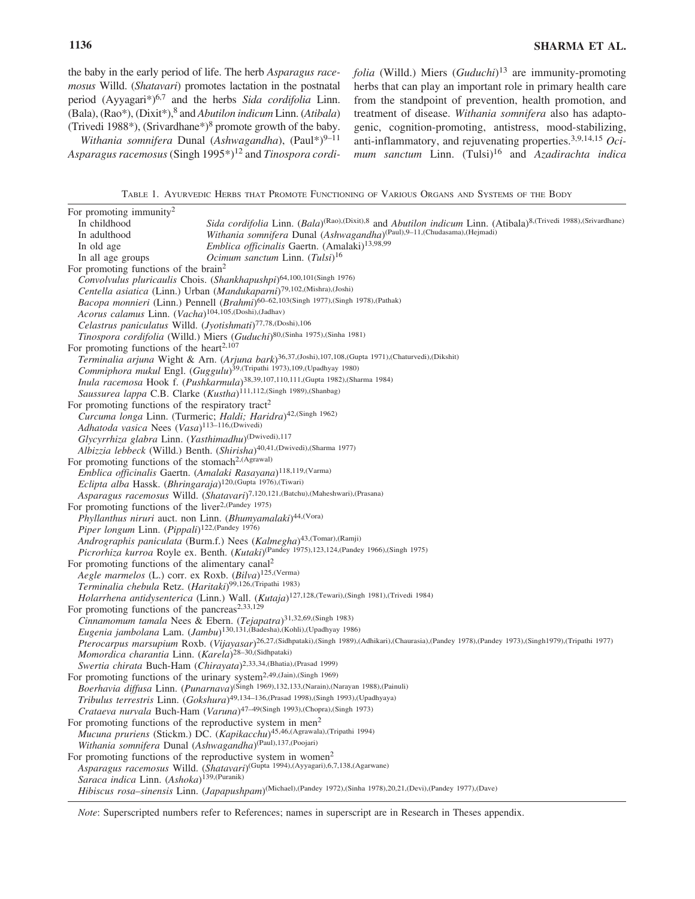the baby in the early period of life. The herb *Asparagus racemosus* Willd. (*Shatavari*) promotes lactation in the postnatal period (Ayyagari*)[6,7] and the herbs *Sida cordifolia* Linn. (Bala), (Rao*), (Dixit*),[8] and *Abutilon indicum* Linn. (*Atibala*) (Trivedi 1988*), (Srivardhane*)[8] promote growth of the baby.

*Withania somnifera* Dunal (*Ashwagandha*), (Paul*)[9–11] *Asparagus racemosus* (Singh 1995*)[12] and *Tinospora cordifolia* (Willd.) Miers (*Guduchi*)[13] are immunity-promoting herbs that can play an important role in primary health care from the standpoint of prevention, health promotion, and treatment of disease. *Withania somnifera* also has adaptogenic, cognition-promoting, antistress, mood-stabilizing, anti-inflammatory, and rejuvenating properties.[3,9,14,15] *Ocimum sanctum* Linn. (Tulsi)[16] and *Azadirachta indica*

Table 1. Ayurvedic Herbs that Promote Functioning of Various Organs and Systems of the Body

| Category | Herbs |
|---|---|
| For promoting immunity[2] | |
| In childhood | *Sida cordifolia* Linn. (*Bala*)[(Rao),(Dixit),8] and *Abutilon indicum* Linn. (Atibala)[8,(Trivedi 1988),(Srivardhane)] |
| In adulthood | *Withania somnifera* Dunal (*Ashwagandha*)[(Paul),9–11,(Chudasama),(Hejmadi)] |
| In old age | *Emblica officinalis* Gaertn. (Amalaki)[13,98,99] |
| In all age groups | *Ocimum sanctum* Linn. (*Tulsi*)[16] |
| For promoting functions of the brain[2] | |
| | *Convolvulus pluricaulis* Chois. (*Shankhapushpi*)[64,100,101(Singh 1976)] |
| | *Centella asiatica* (Linn.) Urban (*Mandukaparni*)[79,102,(Mishra),(Joshi)] |
| | *Bacopa monnieri* (Linn.) Pennell (*Brahmi*)[60–62,103(Singh 1977),(Singh 1978),(Pathak)] |
| | *Acorus calamus* Linn. (*Vacha*)[104,105,(Doshi),(Jadhav)] |
| | *Celastrus paniculatus* Willd. (*Jyotishmati*)[77,78,(Doshi),106] |
| | *Tinospora cordifolia* (Willd.) Miers (*Guduchi*)[80,(Sinha 1975),(Sinha 1981)] |
| For promoting functions of the heart[2,107] | |
| | *Terminalia arjuna* Wight & Arn. (*Arjuna bark*)[36,37,(Joshi),107,108,(Gupta 1971),(Chaturvedi),(Dikshit)] |
| | *Commiphora mukul* Engl. (*Guggulu*)[39,(Tripathi 1973),109,(Upadhyay 1980)] |
| | *Inula racemosa* Hook f. (*Pushkarmula*)[38,39,107,110,111,(Gupta 1982),(Sharma 1984)] |
| | *Saussurea lappa* C.B. Clarke (*Kustha*)[111,112,(Singh 1989),(Shanbag)] |
| For promoting functions of the respiratory tract[2] | |
| | *Curcuma longa* Linn. (Turmeric; *Haldi; Haridra*)[42,(Singh 1962)] |
| | *Adhatoda vasica* Nees (*Vasa*)[113–116,(Dwivedi)] |
| | *Glycyrrhiza glabra* Linn. (*Yasthimadhu*)[(Dwivedi),117] |
| | *Albizzia lebbeck* (Willd.) Benth. (*Shirisha*)[40,41,(Dwivedi),(Sharma 1977)] |
| For promoting functions of the stomach[2,(Agrawal)] | |
| | *Emblica officinalis* Gaertn. (*Amalaki Rasayana*)[118,119,(Varma)] |
| | *Eclipta alba* Hassk. (*Bhringaraja*)[120,(Gupta 1976),(Tiwari)] |
| | *Asparagus racemosus* Willd. (*Shatavari*)[7,120,121,(Batchu),(Maheshwari),(Prasana)] |
| For promoting functions of the liver[2,(Pandey 1975)] | |
| | *Phyllanthus niruri* auct. non Linn. (*Bhumyamalaki*)[44,(Vora)] |
| | *Piper longum* Linn. (*Pippali*)[122,(Pandey 1976)] |
| | *Andrographis paniculata* (Burm.f.) Nees (*Kalmegha*)[43,(Tomar),(Ramji)] |
| | *Picrorhiza kurroa* Royle ex. Benth. (*Kutaki*)[(Pandey 1975),123,124,(Pandey 1966),(Singh 1975)] |
| For promoting functions of the alimentary canal[2] | |
| | *Aegle marmelos* (L.) corr. ex Roxb. (*Bilva*)[125,(Verma)] |
| | *Terminalia chebula* Retz. (*Haritaki*)[99,126,(Tripathi 1983)] |
| | *Holarrhena antidysenterica* (Linn.) Wall. (*Kutaja*)[127,128,(Tewari),(Singh 1981),(Trivedi 1984)] |
| For promoting functions of the pancreas[2,33,129] | |
| | *Cinnamomum tamala* Nees & Ebern. (*Tejapatra*)[31,32,69,(Singh 1983)] |
| | *Eugenia jambolana* Lam. (*Jambu*)[130,131,(Badesha),(Kohli),(Upadhyay 1986)] |
| | *Pterocarpus marsupium* Roxb. (*Vijayasar*)[26,27,(Sidhpataki),(Singh 1989),(Adhikari),(Chaurasia),(Pandey 1978),(Pandey 1973),(Singh1979),(Tripathi 1977)] |
| | *Momordica charantia* Linn. (*Karela*)[28–30,(Sidhpataki)] |
| | *Swertia chirata* Buch-Ham (*Chirayata*)[2,33,34,(Bhatia),(Prasad 1999)] |
| For promoting functions of the urinary system[2,49,(Jain),(Singh 1969)] | |
| | *Boerhavia diffusa* Linn. (*Punarnava*)[(Singh 1969),132,133,(Narain),(Narayan 1988),(Painuli)] |
| | *Tribulus terrestris* Linn. (*Gokshura*)[49,134–136,(Prasad 1998),(Singh 1993),(Upadhyaya)] |
| | *Crataeva nurvala* Buch-Ham (*Varuna*)[47–49(Singh 1993),(Chopra),(Singh 1973)] |
| For promoting functions of the reproductive system in men[2] | |
| | *Mucuna pruriens* (Stickm.) DC. (*Kapikacchu*)[45,46,(Agrawala),(Tripathi 1994)] |
| | *Withania somnifera* Dunal (*Ashwagandha*)[(Paul),137,(Poojari)] |
| For promoting functions of the reproductive system in women[2] | |
| | *Asparagus racemosus* Willd. (*Shatavari*)[(Gupta 1994),(Ayyagari),6,7,138,(Agarwane)] |
| | *Saraca indica* Linn. (*Ashoka*)[139,(Puranik)] |
| | *Hibiscus rosa–sinensis* Linn. (*Japapushpam*)[(Michael),(Pandey 1972),(Sinha 1978),20,21,(Devi),(Pandey 1977),(Dave)] |

*Note*: Superscripted numbers refer to References; names in superscript are in Research in Theses appendix.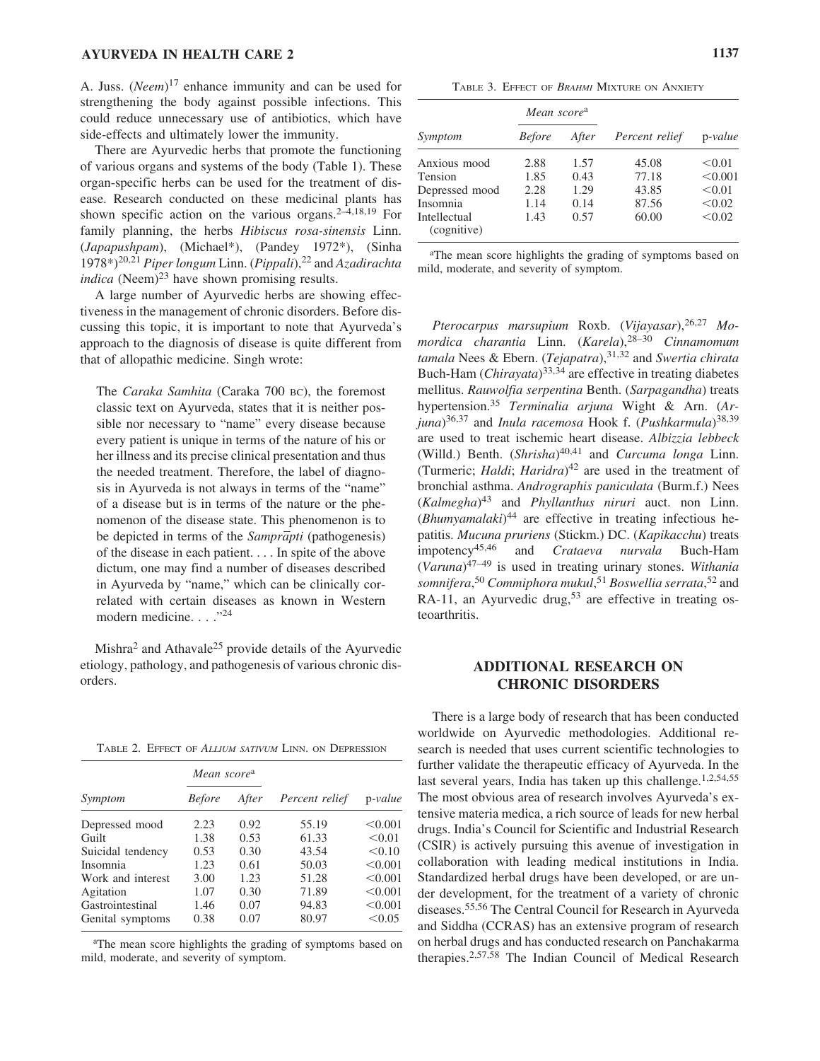A. Juss. (*Neem*)[17] enhance immunity and can be used for strengthening the body against possible infections. This could reduce unnecessary use of antibiotics, which have side-effects and ultimately lower the immunity.

There are Ayurvedic herbs that promote the functioning of various organs and systems of the body (Table 1). These organ-specific herbs can be used for the treatment of disease. Research conducted on these medicinal plants has shown specific action on the various organs.[2–4,18,19] For family planning, the herbs *Hibiscus rosa-sinensis* Linn. (*Japapushpam*), (Michael*), (Pandey 1972*), (Sinha 1978*)[20,21] *Piper longum* Linn. (*Pippali*),[22] and *Azadirachta indica* (Neem)[23] have shown promising results.

A large number of Ayurvedic herbs are showing effectiveness in the management of chronic disorders. Before discussing this topic, it is important to note that Ayurveda's approach to the diagnosis of disease is quite different from that of allopathic medicine. Singh wrote:

> The *Caraka Samhita* (Caraka 700 BC), the foremost classic text on Ayurveda, states that it is neither possible nor necessary to "name" every disease because every patient is unique in terms of the nature of his or her illness and its precise clinical presentation and thus the needed treatment. Therefore, the label of diagnosis in Ayurveda is not always in terms of the "name" of a disease but is in terms of the nature or the phenomenon of the disease state. This phenomenon is to be depicted in terms of the *Samprāpti* (pathogenesis) of the disease in each patient. . . . In spite of the above dictum, one may find a number of diseases described in Ayurveda by "name," which can be clinically correlated with certain diseases as known in Western modern medicine. . . ."[24]

Mishra[2] and Athavale[25] provide details of the Ayurvedic etiology, pathology, and pathogenesis of various chronic disorders.

TABLE 2. EFFECT OF *ALLIUM SATIVUM* LINN. ON DEPRESSION

| Symptom | Mean score[a] | | Percent relief | p-value |
|---|---|---|---|---|
| | Before | After | | |
| Depressed mood | 2.23 | 0.92 | 55.19 | <0.001 |
| Guilt | 1.38 | 0.53 | 61.33 | <0.01 |
| Suicidal tendency | 0.53 | 0.30 | 43.54 | <0.10 |
| Insomnia | 1.23 | 0.61 | 50.03 | <0.001 |
| Work and interest | 3.00 | 1.23 | 51.28 | <0.001 |
| Agitation | 1.07 | 0.30 | 71.89 | <0.001 |
| Gastrointestinal | 1.46 | 0.07 | 94.83 | <0.001 |
| Genital symptoms | 0.38 | 0.07 | 80.97 | <0.05 |

[a]The mean score highlights the grading of symptoms based on mild, moderate, and severity of symptom.

TABLE 3. EFFECT OF *BRAHMI* MIXTURE ON ANXIETY

| Symptom | Mean score[a] | | Percent relief | p-value |
|---|---|---|---|---|
| | Before | After | | |
| Anxious mood | 2.88 | 1.57 | 45.08 | <0.01 |
| Tension | 1.85 | 0.43 | 77.18 | <0.001 |
| Depressed mood | 2.28 | 1.29 | 43.85 | <0.01 |
| Insomnia | 1.14 | 0.14 | 87.56 | <0.02 |
| Intellectual (cognitive) | 1.43 | 0.57 | 60.00 | <0.02 |

[a]The mean score highlights the grading of symptoms based on mild, moderate, and severity of symptom.

*Pterocarpus marsupium* Roxb. (*Vijayasar*),[26,27] *Momordica charantia* Linn. (*Karela*),[28–30] *Cinnamomum tamala* Nees & Ebern. (*Tejapatra*),[31,32] and *Swertia chirata* Buch-Ham (*Chirayata*)[33,34] are effective in treating diabetes mellitus. *Rauwolfia serpentina* Benth. (*Sarpagandha*) treats hypertension.[35] *Terminalia arjuna* Wight & Arn. (*Arjuna*)[36,37] and *Inula racemosa* Hook f. (*Pushkarmula*)[38,39] are used to treat ischemic heart disease. *Albizzia lebbeck* (Willd.) Benth. (*Shrisha*)[40,41] and *Curcuma longa* Linn. (Turmeric; *Haldi*; *Haridra*)[42] are used in the treatment of bronchial asthma. *Andrographis paniculata* (Burm.f.) Nees (*Kalmegha*)[43] and *Phyllanthus niruri* auct. non Linn. (*Bhumyamalaki*)[44] are effective in treating infectious hepatitis. *Mucuna pruriens* (Stickm.) DC. (*Kapikacchu*) treats impotency[45,46] and *Crataeva nurvala* Buch-Ham (*Varuna*)[47–49] is used in treating urinary stones. *Withania somnifera*,[50] *Commiphora mukul*,[51] *Boswellia serrata*,[52] and RA-11, an Ayurvedic drug,[53] are effective in treating osteoarthritis.

## ADDITIONAL RESEARCH ON CHRONIC DISORDERS

There is a large body of research that has been conducted worldwide on Ayurvedic methodologies. Additional research is needed that uses current scientific technologies to further validate the therapeutic efficacy of Ayurveda. In the last several years, India has taken up this challenge.[1,2,54,55] The most obvious area of research involves Ayurveda's extensive materia medica, a rich source of leads for new herbal drugs. India's Council for Scientific and Industrial Research (CSIR) is actively pursuing this avenue of investigation in collaboration with leading medical institutions in India. Standardized herbal drugs have been developed, or are under development, for the treatment of a variety of chronic diseases.[55,56] The Central Council for Research in Ayurveda and Siddha (CCRAS) has an extensive program of research on herbal drugs and has conducted research on Panchakarma therapies.[2,57,58] The Indian Council of Medical Research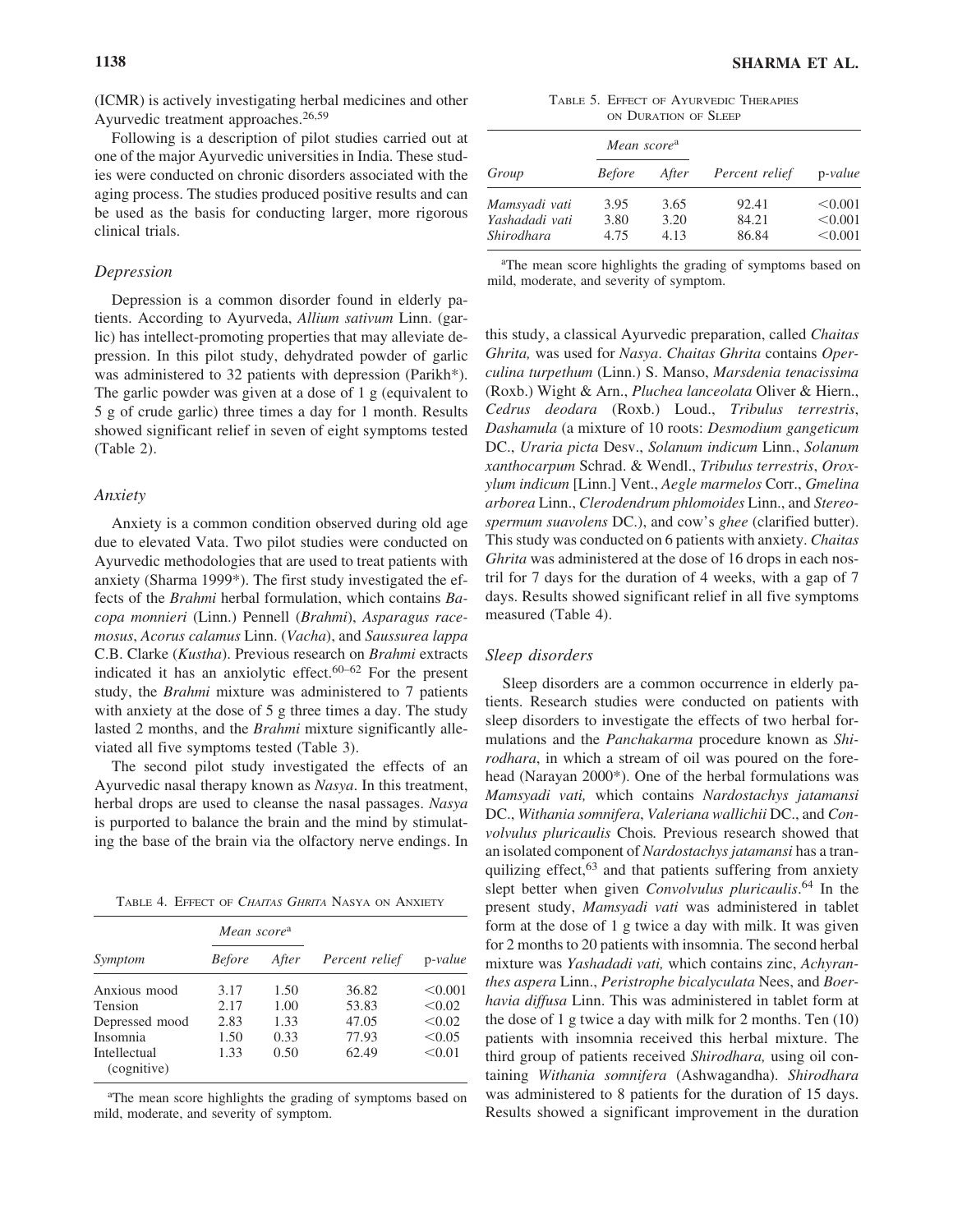(ICMR) is actively investigating herbal medicines and other Ayurvedic treatment approaches.[26,59]

Following is a description of pilot studies carried out at one of the major Ayurvedic universities in India. These studies were conducted on chronic disorders associated with the aging process. The studies produced positive results and can be used as the basis for conducting larger, more rigorous clinical trials.

### *Depression*

Depression is a common disorder found in elderly patients. According to Ayurveda, *Allium sativum* Linn. (garlic) has intellect-promoting properties that may alleviate depression. In this pilot study, dehydrated powder of garlic was administered to 32 patients with depression (Parikh*). The garlic powder was given at a dose of 1 g (equivalent to 5 g of crude garlic) three times a day for 1 month. Results showed significant relief in seven of eight symptoms tested (Table 2).

### *Anxiety*

Anxiety is a common condition observed during old age due to elevated Vata. Two pilot studies were conducted on Ayurvedic methodologies that are used to treat patients with anxiety (Sharma 1999*). The first study investigated the effects of the *Brahmi* herbal formulation, which contains *Bacopa monnieri* (Linn.) Pennell (*Brahmi*), *Asparagus racemosus*, *Acorus calamus* Linn. (*Vacha*), and *Saussurea lappa* C.B. Clarke (*Kustha*). Previous research on *Brahmi* extracts indicated it has an anxiolytic effect.[60–62] For the present study, the *Brahmi* mixture was administered to 7 patients with anxiety at the dose of 5 g three times a day. The study lasted 2 months, and the *Brahmi* mixture significantly alleviated all five symptoms tested (Table 3).

The second pilot study investigated the effects of an Ayurvedic nasal therapy known as *Nasya*. In this treatment, herbal drops are used to cleanse the nasal passages. *Nasya* is purported to balance the brain and the mind by stimulating the base of the brain via the olfactory nerve endings. In this study, a classical Ayurvedic preparation, called *Chaitas Ghrita,* was used for *Nasya*. *Chaitas Ghrita* contains *Operculina turpethum* (Linn.) S. Manso, *Marsdenia tenacissima* (Roxb.) Wight & Arn., *Pluchea lanceolata* Oliver & Hiern., *Cedrus deodara* (Roxb.) Loud., *Tribulus terrestris*, *Dashamula* (a mixture of 10 roots: *Desmodium gangeticum* DC., *Uraria picta* Desv., *Solanum indicum* Linn., *Solanum xanthocarpum* Schrad. & Wendl., *Tribulus terrestris*, *Oroxylum indicum* [Linn.] Vent., *Aegle marmelos* Corr., *Gmelina arborea* Linn., *Clerodendrum phlomoides* Linn., and *Stereospermum suavolens* DC.), and cow's *ghee* (clarified butter). This study was conducted on 6 patients with anxiety. *Chaitas Ghrita* was administered at the dose of 16 drops in each nostril for 7 days for the duration of 4 weeks, with a gap of 7 days. Results showed significant relief in all five symptoms measured (Table 4).

TABLE 4. EFFECT OF *CHAITAS GHRITA* NASYA ON ANXIETY

| Symptom | Mean score[a] | | Percent relief | p-value |
|---|---|---|---|---|
| | Before | After | | |
| Anxious mood | 3.17 | 1.50 | 36.82 | <0.001 |
| Tension | 2.17 | 1.00 | 53.83 | <0.02 |
| Depressed mood | 2.83 | 1.33 | 47.05 | <0.02 |
| Insomnia | 1.50 | 0.33 | 77.93 | <0.05 |
| Intellectual (cognitive) | 1.33 | 0.50 | 62.49 | <0.01 |

[a]The mean score highlights the grading of symptoms based on mild, moderate, and severity of symptom.

TABLE 5. EFFECT OF AYURVEDIC THERAPIES ON DURATION OF SLEEP

| Group | Mean score[a] | | Percent relief | p-value |
|---|---|---|---|---|
| | Before | After | | |
| *Mamsyadi vati* | 3.95 | 3.65 | 92.41 | <0.001 |
| *Yashadadi vati* | 3.80 | 3.20 | 84.21 | <0.001 |
| *Shirodhara* | 4.75 | 4.13 | 86.84 | <0.001 |

[a]The mean score highlights the grading of symptoms based on mild, moderate, and severity of symptom.

### *Sleep disorders*

Sleep disorders are a common occurrence in elderly patients. Research studies were conducted on patients with sleep disorders to investigate the effects of two herbal formulations and the *Panchakarma* procedure known as *Shirodhara*, in which a stream of oil was poured on the forehead (Narayan 2000*). One of the herbal formulations was *Mamsyadi vati,* which contains *Nardostachys jatamansi* DC., *Withania somnifera*, *Valeriana wallichii* DC., and *Convolvulus pluricaulis* Chois*.* Previous research showed that an isolated component of *Nardostachys jatamansi* has a tranquilizing effect,[63] and that patients suffering from anxiety slept better when given *Convolvulus pluricaulis*.[64] In the present study, *Mamsyadi vati* was administered in tablet form at the dose of 1 g twice a day with milk. It was given for 2 months to 20 patients with insomnia. The second herbal mixture was *Yashadadi vati,* which contains zinc, *Achyranthes aspera* Linn., *Peristrophe bicalyculata* Nees, and *Boerhavia diffusa* Linn. This was administered in tablet form at the dose of 1 g twice a day with milk for 2 months. Ten (10) patients with insomnia received this herbal mixture. The third group of patients received *Shirodhara,* using oil containing *Withania somnifera* (Ashwagandha). *Shirodhara* was administered to 8 patients for the duration of 15 days. Results showed a significant improvement in the duration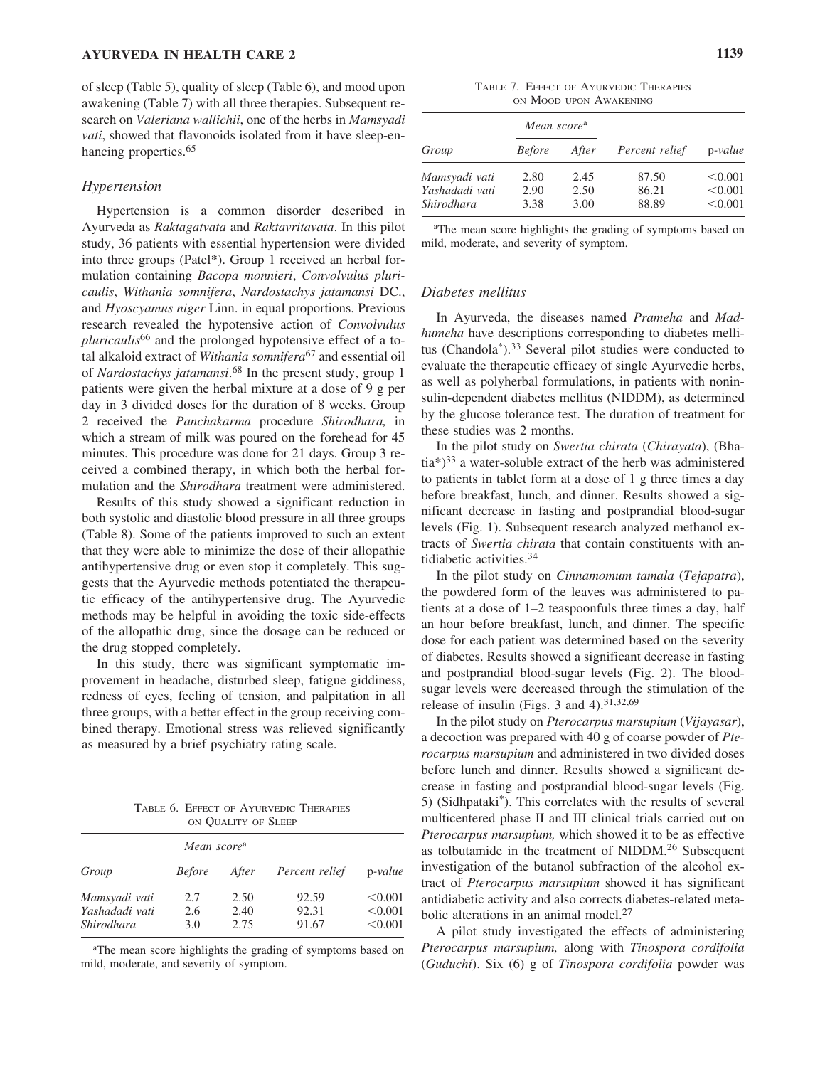of sleep (Table 5), quality of sleep (Table 6), and mood upon awakening (Table 7) with all three therapies. Subsequent research on *Valeriana wallichii*, one of the herbs in *Mamsyadi vati*, showed that flavonoids isolated from it have sleep-enhancing properties.[65]

### *Hypertension*

Hypertension is a common disorder described in Ayurveda as *Raktagatvata* and *Raktavritavata*. In this pilot study, 36 patients with essential hypertension were divided into three groups (Patel*). Group 1 received an herbal formulation containing *Bacopa monnieri*, *Convolvulus pluricaulis*, *Withania somnifera*, *Nardostachys jatamansi* DC., and *Hyoscyamus niger* Linn. in equal proportions. Previous research revealed the hypotensive action of *Convolvulus pluricaulis*[66] and the prolonged hypotensive effect of a total alkaloid extract of *Withania somnifera*[67] and essential oil of *Nardostachys jatamansi*.[68] In the present study, group 1 patients were given the herbal mixture at a dose of 9 g per day in 3 divided doses for the duration of 8 weeks. Group 2 received the *Panchakarma* procedure *Shirodhara,* in which a stream of milk was poured on the forehead for 45 minutes. This procedure was done for 21 days. Group 3 received a combined therapy, in which both the herbal formulation and the *Shirodhara* treatment were administered.

Results of this study showed a significant reduction in both systolic and diastolic blood pressure in all three groups (Table 8). Some of the patients improved to such an extent that they were able to minimize the dose of their allopathic antihypertensive drug or even stop it completely. This suggests that the Ayurvedic methods potentiated the therapeutic efficacy of the antihypertensive drug. The Ayurvedic methods may be helpful in avoiding the toxic side-effects of the allopathic drug, since the dosage can be reduced or the drug stopped completely.

In this study, there was significant symptomatic improvement in headache, disturbed sleep, fatigue giddiness, redness of eyes, feeling of tension, and palpitation in all three groups, with a better effect in the group receiving combined therapy. Emotional stress was relieved significantly as measured by a brief psychiatry rating scale.

TABLE 6. EFFECT OF AYURVEDIC THERAPIES ON QUALITY OF SLEEP

| Group | Mean score[a] | | Percent relief | p-value |
|---|---|---|---|---|
| | Before | After | | |
| *Mamsyadi vati* | 2.7 | 2.50 | 92.59 | <0.001 |
| *Yashadadi vati* | 2.6 | 2.40 | 92.31 | <0.001 |
| *Shirodhara* | 3.0 | 2.75 | 91.67 | <0.001 |

[a]The mean score highlights the grading of symptoms based on mild, moderate, and severity of symptom.

TABLE 7. EFFECT OF AYURVEDIC THERAPIES ON MOOD UPON AWAKENING

| Group | Mean score[a] | | Percent relief | p-value |
|---|---|---|---|---|
| | Before | After | | |
| *Mamsyadi vati* | 2.80 | 2.45 | 87.50 | <0.001 |
| *Yashadadi vati* | 2.90 | 2.50 | 86.21 | <0.001 |
| *Shirodhara* | 3.38 | 3.00 | 88.89 | <0.001 |

[a]The mean score highlights the grading of symptoms based on mild, moderate, and severity of symptom.

### *Diabetes mellitus*

In Ayurveda, the diseases named *Prameha* and *Madhumeha* have descriptions corresponding to diabetes mellitus (Chandola*).[33] Several pilot studies were conducted to evaluate the therapeutic efficacy of single Ayurvedic herbs, as well as polyherbal formulations, in patients with noninsulin-dependent diabetes mellitus (NIDDM), as determined by the glucose tolerance test. The duration of treatment for these studies was 2 months.

In the pilot study on *Swertia chirata* (*Chirayata*), (Bhatia*)[33] a water-soluble extract of the herb was administered to patients in tablet form at a dose of 1 g three times a day before breakfast, lunch, and dinner. Results showed a significant decrease in fasting and postprandial blood-sugar levels (Fig. 1). Subsequent research analyzed methanol extracts of *Swertia chirata* that contain constituents with antidiabetic activities.[34]

In the pilot study on *Cinnamomum tamala* (*Tejapatra*), the powdered form of the leaves was administered to patients at a dose of 1–2 teaspoonfuls three times a day, half an hour before breakfast, lunch, and dinner. The specific dose for each patient was determined based on the severity of diabetes. Results showed a significant decrease in fasting and postprandial blood-sugar levels (Fig. 2). The blood-sugar levels were decreased through the stimulation of the release of insulin (Figs. 3 and 4).[31,32,69]

In the pilot study on *Pterocarpus marsupium* (*Vijayasar*), a decoction was prepared with 40 g of coarse powder of *Pterocarpus marsupium* and administered in two divided doses before lunch and dinner. Results showed a significant decrease in fasting and postprandial blood-sugar levels (Fig. 5) (Sidhpataki*). This correlates with the results of several multicentered phase II and III clinical trials carried out on *Pterocarpus marsupium,* which showed it to be as effective as tolbutamide in the treatment of NIDDM.[26] Subsequent investigation of the butanol subfraction of the alcohol extract of *Pterocarpus marsupium* showed it has significant antidiabetic activity and also corrects diabetes-related metabolic alterations in an animal model.[27]

A pilot study investigated the effects of administering *Pterocarpus marsupium,* along with *Tinospora cordifolia* (*Guduchi*). Six (6) g of *Tinospora cordifolia* powder was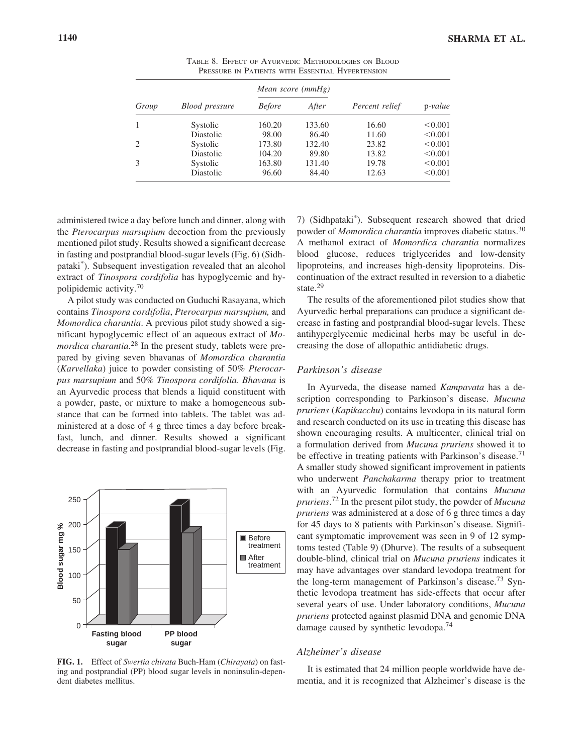TABLE 8. EFFECT OF AYURVEDIC METHODOLOGIES ON BLOOD PRESSURE IN PATIENTS WITH ESSENTIAL HYPERTENSION

| Group | Blood pressure | Mean score (mmHg) | | Percent relief | p-value |
|---|---|---|---|---|---|
| | | Before | After | | |
| 1 | Systolic | 160.20 | 133.60 | 16.60 | <0.001 |
| | Diastolic | 98.00 | 86.40 | 11.60 | <0.001 |
| 2 | Systolic | 173.80 | 132.40 | 23.82 | <0.001 |
| | Diastolic | 104.20 | 89.80 | 13.82 | <0.001 |
| 3 | Systolic | 163.80 | 131.40 | 19.78 | <0.001 |
| | Diastolic | 96.60 | 84.40 | 12.63 | <0.001 |

administered twice a day before lunch and dinner, along with the *Pterocarpus marsupium* decoction from the previously mentioned pilot study. Results showed a significant decrease in fasting and postprandial blood-sugar levels (Fig. 6) (Sidhpataki*). Subsequent investigation revealed that an alcohol extract of *Tinospora cordifolia* has hypoglycemic and hypolipidemic activity.[70]

A pilot study was conducted on Guduchi Rasayana, which contains *Tinospora cordifolia*, *Pterocarpus marsupium,* and *Momordica charantia*. A previous pilot study showed a significant hypoglycemic effect of an aqueous extract of *Momordica charantia*.[28] In the present study, tablets were prepared by giving seven bhavanas of *Momordica charantia* (*Karvellaka*) juice to powder consisting of 50% *Pterocarpus marsupium* and 50% *Tinospora cordifolia*. *Bhavana* is an Ayurvedic process that blends a liquid constituent with a powder, paste, or mixture to make a homogeneous substance that can be formed into tablets. The tablet was administered at a dose of 4 g three times a day before breakfast, lunch, and dinner. Results showed a significant decrease in fasting and postprandial blood-sugar levels (Fig. 7) (Sidhpataki*). Subsequent research showed that dried powder of *Momordica charantia* improves diabetic status.[30] A methanol extract of *Momordica charantia* normalizes blood glucose, reduces triglycerides and low-density lipoproteins, and increases high-density lipoproteins. Discontinuation of the extract resulted in reversion to a diabetic state.[29]

The results of the aforementioned pilot studies show that Ayurvedic herbal preparations can produce a significant decrease in fasting and postprandial blood-sugar levels. These antihyperglycemic medicinal herbs may be useful in decreasing the dose of allopathic antidiabetic drugs.

FIG. 1. Effect of *Swertia chirata* Buch-Ham (*Chirayata*) on fasting and postprandial (PP) blood sugar levels in noninsulin-dependent diabetes mellitus.

### Parkinson's disease

In Ayurveda, the disease named *Kampavata* has a description corresponding to Parkinson's disease. *Mucuna pruriens* (*Kapikacchu*) contains levodopa in its natural form and research conducted on its use in treating this disease has shown encouraging results. A multicenter, clinical trial on a formulation derived from *Mucuna pruriens* showed it to be effective in treating patients with Parkinson's disease.[71] A smaller study showed significant improvement in patients who underwent *Panchakarma* therapy prior to treatment with an Ayurvedic formulation that contains *Mucuna pruriens*.[72] In the present pilot study, the powder of *Mucuna pruriens* was administered at a dose of 6 g three times a day for 45 days to 8 patients with Parkinson's disease. Significant symptomatic improvement was seen in 9 of 12 symptoms tested (Table 9) (Dhurve). The results of a subsequent double-blind, clinical trial on *Mucuna pruriens* indicates it may have advantages over standard levodopa treatment for the long-term management of Parkinson's disease.[73] Synthetic levodopa treatment has side-effects that occur after several years of use. Under laboratory conditions, *Mucuna pruriens* protected against plasmid DNA and genomic DNA damage caused by synthetic levodopa.[74]

### Alzheimer's disease

It is estimated that 24 million people worldwide have dementia, and it is recognized that Alzheimer's disease is the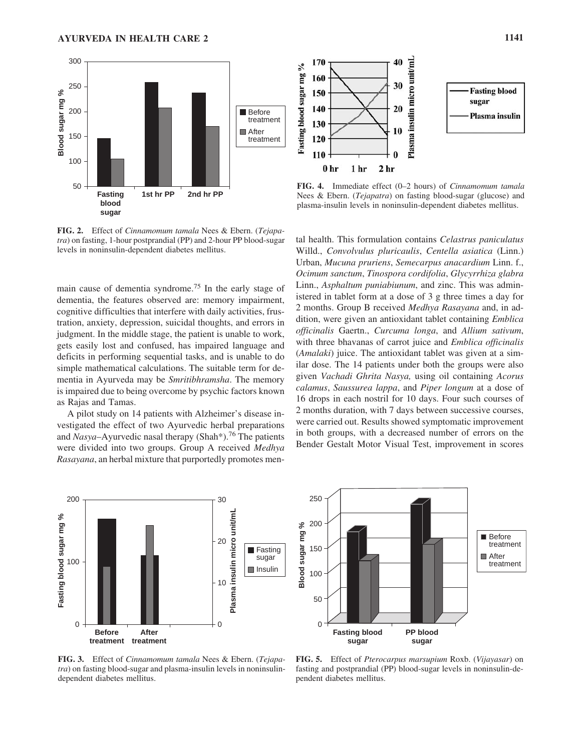FIG. 2. Effect of *Cinnamomum tamala* Nees & Ebern. (*Tejapatra*) on fasting, 1-hour postprandial (PP) and 2-hour PP blood-sugar levels in noninsulin-dependent diabetes mellitus.

FIG. 4. Immediate effect (0–2 hours) of *Cinnamomum tamala* Nees & Ebern. (*Tejapatra*) on fasting blood-sugar (glucose) and plasma-insulin levels in noninsulin-dependent diabetes mellitus.

main cause of dementia syndrome.[75] In the early stage of dementia, the features observed are: memory impairment, cognitive difficulties that interfere with daily activities, frustration, anxiety, depression, suicidal thoughts, and errors in judgment. In the middle stage, the patient is unable to work, gets easily lost and confused, has impaired language and deficits in performing sequential tasks, and is unable to do simple mathematical calculations. The suitable term for dementia in Ayurveda may be *Smritibhramsha*. The memory is impaired due to being overcome by psychic factors known as Rajas and Tamas.

A pilot study on 14 patients with Alzheimer's disease investigated the effect of two Ayurvedic herbal preparations and *Nasya*–Ayurvedic nasal therapy (Shah*).[76] The patients were divided into two groups. Group A received *Medhya Rasayana*, an herbal mixture that purportedly promotes mental health. This formulation contains *Celastrus paniculatus* Willd., *Convolvulus pluricaulis*, *Centella asiatica* (Linn.) Urban, *Mucuna pruriens*, *Semecarpus anacardium* Linn. f., *Ocimum sanctum*, *Tinospora cordifolia*, *Glycyrrhiza glabra* Linn., *Asphaltum puniabiunum*, and zinc. This was administered in tablet form at a dose of 3 g three times a day for 2 months. Group B received *Medhya Rasayana* and, in addition, were given an antioxidant tablet containing *Emblica officinalis* Gaertn., *Curcuma longa*, and *Allium sativum*, with three bhavanas of carrot juice and *Emblica officinalis* (*Amalaki*) juice. The antioxidant tablet was given at a similar dose. The 14 patients under both the groups were also given *Vachadi Ghrita Nasya,* using oil containing *Acorus calamus*, *Saussurea lappa*, and *Piper longum* at a dose of 16 drops in each nostril for 10 days. Four such courses of 2 months duration, with 7 days between successive courses, were carried out. Results showed symptomatic improvement in both groups, with a decreased number of errors on the Bender Gestalt Motor Visual Test, improvement in scores

FIG. 3. Effect of *Cinnamomum tamala* Nees & Ebern. (*Tejapatra*) on fasting blood-sugar and plasma-insulin levels in noninsulin-dependent diabetes mellitus.

FIG. 5. Effect of *Pterocarpus marsupium* Roxb. (*Vijayasar*) on fasting and postprandial (PP) blood-sugar levels in noninsulin-dependent diabetes mellitus.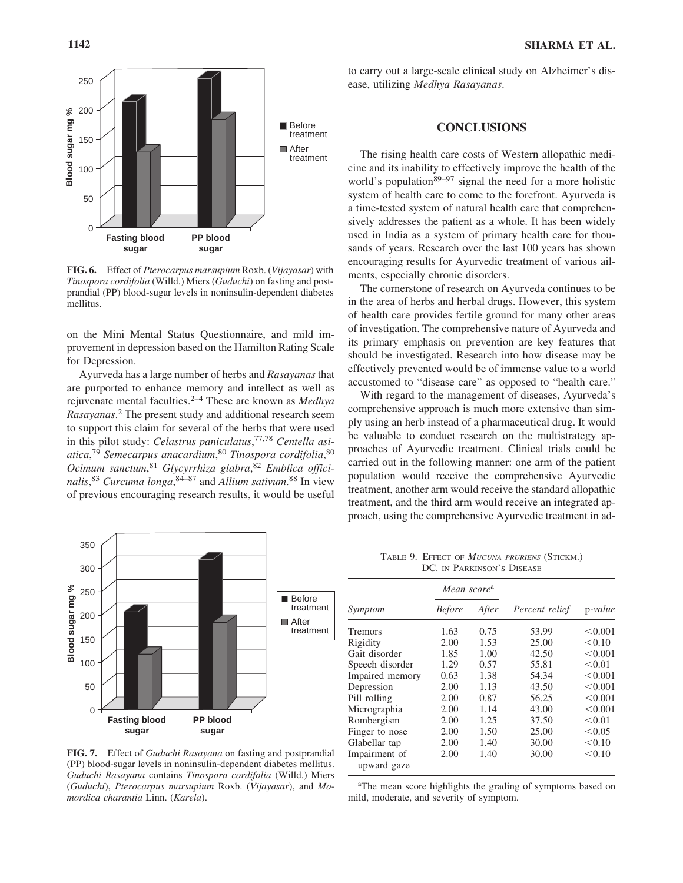**FIG. 6.** Effect of *Pterocarpus marsupium* Roxb. (*Vijayasar*) with *Tinospora cordifolia* (Willd.) Miers (*Guduchi*) on fasting and postprandial (PP) blood-sugar levels in noninsulin-dependent diabetes mellitus.

on the Mini Mental Status Questionnaire, and mild improvement in depression based on the Hamilton Rating Scale for Depression.

Ayurveda has a large number of herbs and *Rasayanas* that are purported to enhance memory and intellect as well as rejuvenate mental faculties.[2–4] These are known as *Medhya Rasayanas*.[2] The present study and additional research seem to support this claim for several of the herbs that were used in this pilot study: *Celastrus paniculatus*,[77,78] *Centella asiatica*,[79] *Semecarpus anacardium*,[80] *Tinospora cordifolia*,[80] *Ocimum sanctum*,[81] *Glycyrrhiza glabra*,[82] *Emblica officinalis*,[83] *Curcuma longa*,[84–87] and *Allium sativum*.[88] In view of previous encouraging research results, it would be useful to carry out a large-scale clinical study on Alzheimer's disease, utilizing *Medhya Rasayanas*.

**FIG. 7.** Effect of *Guduchi Rasayana* on fasting and postprandial (PP) blood-sugar levels in noninsulin-dependent diabetes mellitus. *Guduchi Rasayana* contains *Tinospora cordifolia* (Willd.) Miers (*Guduchi*), *Pterocarpus marsupium* Roxb. (*Vijayasar*), and *Momordica charantia* Linn. (*Karela*).

## CONCLUSIONS

The rising health care costs of Western allopathic medicine and its inability to effectively improve the health of the world's population[89–97] signal the need for a more holistic system of health care to come to the forefront. Ayurveda is a time-tested system of natural health care that comprehensively addresses the patient as a whole. It has been widely used in India as a system of primary health care for thousands of years. Research over the last 100 years has shown encouraging results for Ayurvedic treatment of various ailments, especially chronic disorders.

The cornerstone of research on Ayurveda continues to be in the area of herbs and herbal drugs. However, this system of health care provides fertile ground for many other areas of investigation. The comprehensive nature of Ayurveda and its primary emphasis on prevention are key features that should be investigated. Research into how disease may be effectively prevented would be of immense value to a world accustomed to "disease care" as opposed to "health care."

With regard to the management of diseases, Ayurveda's comprehensive approach is much more extensive than simply using an herb instead of a pharmaceutical drug. It would be valuable to conduct research on the multistrategy approaches of Ayurvedic treatment. Clinical trials could be carried out in the following manner: one arm of the patient population would receive the comprehensive Ayurvedic treatment, another arm would receive the standard allopathic treatment, and the third arm would receive an integrated approach, using the comprehensive Ayurvedic treatment in ad-

TABLE 9. EFFECT OF *MUCUNA PRURIENS* (STICKM.) DC. IN PARKINSON'S DISEASE

| Symptom | Mean score[a] | | Percent relief | p-value |
|---|---|---|---|---|
| | Before | After | | |
| Tremors | 1.63 | 0.75 | 53.99 | <0.001 |
| Rigidity | 2.00 | 1.53 | 25.00 | <0.10 |
| Gait disorder | 1.85 | 1.00 | 42.50 | <0.001 |
| Speech disorder | 1.29 | 0.57 | 55.81 | <0.01 |
| Impaired memory | 0.63 | 1.38 | 54.34 | <0.001 |
| Depression | 2.00 | 1.13 | 43.50 | <0.001 |
| Pill rolling | 2.00 | 0.87 | 56.25 | <0.001 |
| Micrographia | 2.00 | 1.14 | 43.00 | <0.001 |
| Rombergism | 2.00 | 1.25 | 37.50 | <0.01 |
| Finger to nose | 2.00 | 1.50 | 25.00 | <0.05 |
| Glabellar tap | 2.00 | 1.40 | 30.00 | <0.10 |
| Impairment of upward gaze | 2.00 | 1.40 | 30.00 | <0.10 |

[a]The mean score highlights the grading of symptoms based on mild, moderate, and severity of symptom.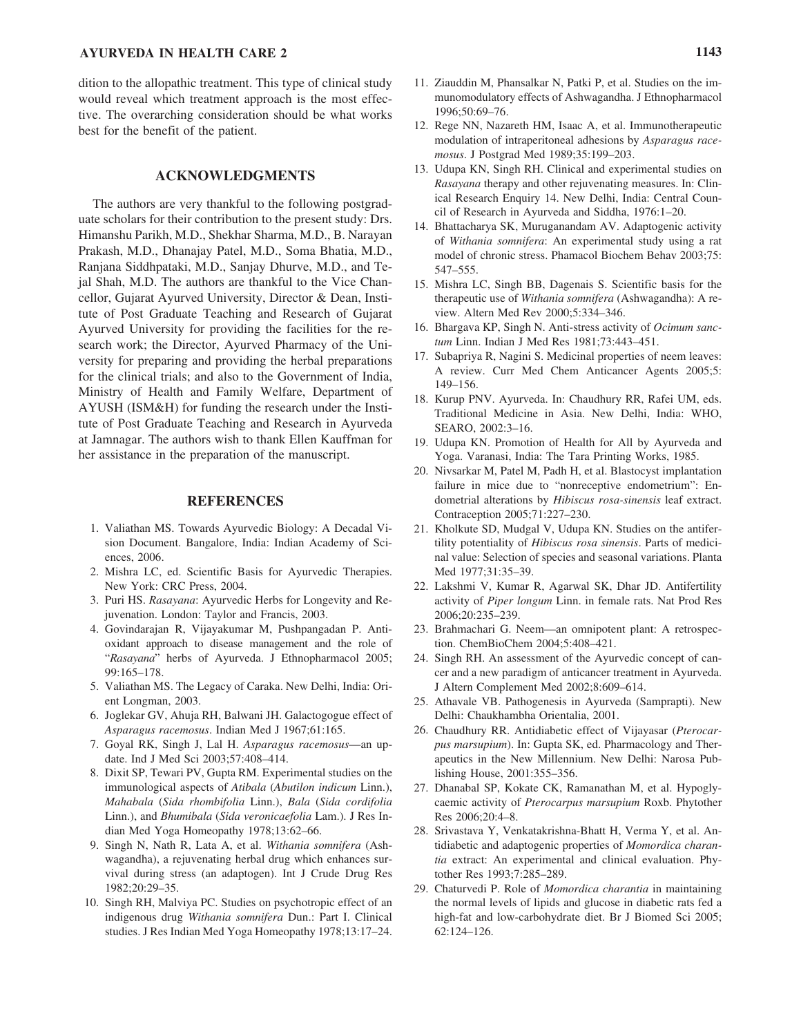dition to the allopathic treatment. This type of clinical study would reveal which treatment approach is the most effective. The overarching consideration should be what works best for the benefit of the patient.

## ACKNOWLEDGMENTS

The authors are very thankful to the following postgraduate scholars for their contribution to the present study: Drs. Himanshu Parikh, M.D., Shekhar Sharma, M.D., B. Narayan Prakash, M.D., Dhanajay Patel, M.D., Soma Bhatia, M.D., Ranjana Siddhpataki, M.D., Sanjay Dhurve, M.D., and Tejal Shah, M.D. The authors are thankful to the Vice Chancellor, Gujarat Ayurved University, Director & Dean, Institute of Post Graduate Teaching and Research of Gujarat Ayurved University for providing the facilities for the research work; the Director, Ayurved Pharmacy of the University for preparing and providing the herbal preparations for the clinical trials; and also to the Government of India, Ministry of Health and Family Welfare, Department of AYUSH (ISM&H) for funding the research under the Institute of Post Graduate Teaching and Research in Ayurveda at Jamnagar. The authors wish to thank Ellen Kauffman for her assistance in the preparation of the manuscript.

## REFERENCES

1. Valiathan MS. Towards Ayurvedic Biology: A Decadal Vision Document. Bangalore, India: Indian Academy of Sciences, 2006.
2. Mishra LC, ed. Scientific Basis for Ayurvedic Therapies. New York: CRC Press, 2004.
3. Puri HS. *Rasayana*: Ayurvedic Herbs for Longevity and Rejuvenation. London: Taylor and Francis, 2003.
4. Govindarajan R, Vijayakumar M, Pushpangadan P. Antioxidant approach to disease management and the role of "*Rasayana*" herbs of Ayurveda. J Ethnopharmacol 2005; 99:165–178.
5. Valiathan MS. The Legacy of Caraka. New Delhi, India: Orient Longman, 2003.
6. Joglekar GV, Ahuja RH, Balwani JH. Galactogogue effect of *Asparagus racemosus*. Indian Med J 1967;61:165.
7. Goyal RK, Singh J, Lal H. *Asparagus racemosus*—an update. Ind J Med Sci 2003;57:408–414.
8. Dixit SP, Tewari PV, Gupta RM. Experimental studies on the immunological aspects of *Atibala* (*Abutilon indicum* Linn.), *Mahabala* (*Sida rhombifolia* Linn.), *Bala* (*Sida cordifolia* Linn.), and *Bhumibala* (*Sida veronicaefolia* Lam.). J Res Indian Med Yoga Homeopathy 1978;13:62–66.
9. Singh N, Nath R, Lata A, et al. *Withania somnifera* (Ashwagandha), a rejuvenating herbal drug which enhances survival during stress (an adaptogen). Int J Crude Drug Res 1982;20:29–35.
10. Singh RH, Malviya PC. Studies on psychotropic effect of an indigenous drug *Withania somnifera* Dun.: Part I. Clinical studies. J Res Indian Med Yoga Homeopathy 1978;13:17–24.
11. Ziauddin M, Phansalkar N, Patki P, et al. Studies on the immunomodulatory effects of Ashwagandha. J Ethnopharmacol 1996;50:69–76.
12. Rege NN, Nazareth HM, Isaac A, et al. Immunotherapeutic modulation of intraperitoneal adhesions by *Asparagus racemosus*. J Postgrad Med 1989;35:199–203.
13. Udupa KN, Singh RH. Clinical and experimental studies on *Rasayana* therapy and other rejuvenating measures. In: Clinical Research Enquiry 14. New Delhi, India: Central Council of Research in Ayurveda and Siddha, 1976:1–20.
14. Bhattacharya SK, Muruganandam AV. Adaptogenic activity of *Withania somnifera*: An experimental study using a rat model of chronic stress. Phamacol Biochem Behav 2003;75: 547–555.
15. Mishra LC, Singh BB, Dagenais S. Scientific basis for the therapeutic use of *Withania somnifera* (Ashwagandha): A review. Altern Med Rev 2000;5:334–346.
16. Bhargava KP, Singh N. Anti-stress activity of *Ocimum sanctum* Linn. Indian J Med Res 1981;73:443–451.
17. Subapriya R, Nagini S. Medicinal properties of neem leaves: A review. Curr Med Chem Anticancer Agents 2005;5: 149–156.
18. Kurup PNV. Ayurveda. In: Chaudhury RR, Rafei UM, eds. Traditional Medicine in Asia. New Delhi, India: WHO, SEARO, 2002:3–16.
19. Udupa KN. Promotion of Health for All by Ayurveda and Yoga. Varanasi, India: The Tara Printing Works, 1985.
20. Nivsarkar M, Patel M, Padh H, et al. Blastocyst implantation failure in mice due to "nonreceptive endometrium": Endometrial alterations by *Hibiscus rosa-sinensis* leaf extract. Contraception 2005;71:227–230.
21. Kholkute SD, Mudgal V, Udupa KN. Studies on the antifertility potentiality of *Hibiscus rosa sinensis*. Parts of medicinal value: Selection of species and seasonal variations. Planta Med 1977;31:35–39.
22. Lakshmi V, Kumar R, Agarwal SK, Dhar JD. Antifertility activity of *Piper longum* Linn. in female rats. Nat Prod Res 2006;20:235–239.
23. Brahmachari G. Neem—an omnipotent plant: A retrospection. ChemBioChem 2004;5:408–421.
24. Singh RH. An assessment of the Ayurvedic concept of cancer and a new paradigm of anticancer treatment in Ayurveda. J Altern Complement Med 2002;8:609–614.
25. Athavale VB. Pathogenesis in Ayurveda (Samprapti). New Delhi: Chaukhambha Orientalia, 2001.
26. Chaudhury RR. Antidiabetic effect of Vijayasar (*Pterocarpus marsupium*). In: Gupta SK, ed. Pharmacology and Therapeutics in the New Millennium. New Delhi: Narosa Publishing House, 2001:355–356.
27. Dhanabal SP, Kokate CK, Ramanathan M, et al. Hypoglycaemic activity of *Pterocarpus marsupium* Roxb. Phytother Res 2006;20:4–8.
28. Srivastava Y, Venkatakrishna-Bhatt H, Verma Y, et al. Antidiabetic and adaptogenic properties of *Momordica charantia* extract: An experimental and clinical evaluation. Phytother Res 1993;7:285–289.
29. Chaturvedi P. Role of *Momordica charantia* in maintaining the normal levels of lipids and glucose in diabetic rats fed a high-fat and low-carbohydrate diet. Br J Biomed Sci 2005; 62:124–126.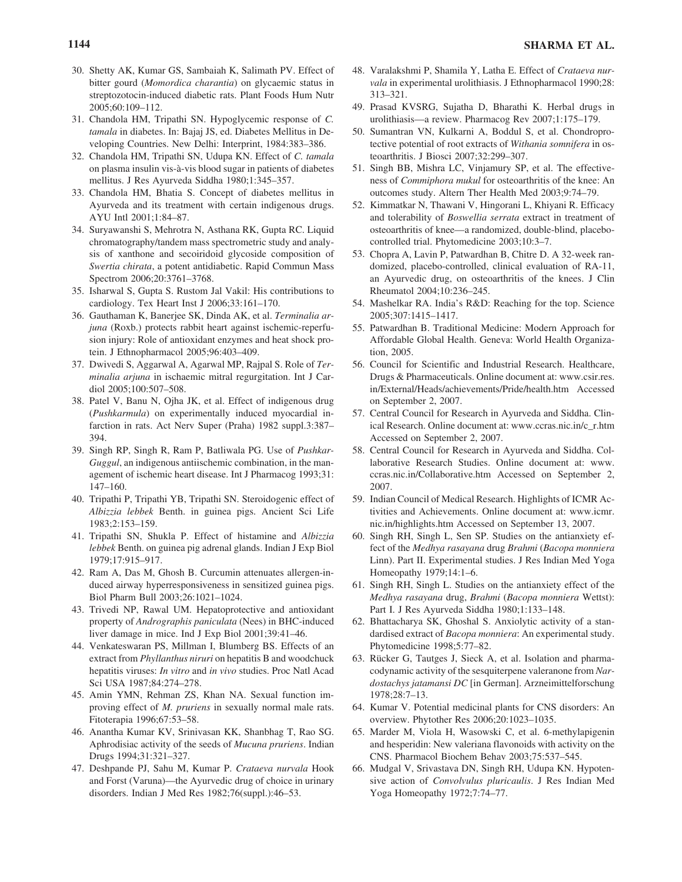30. Shetty AK, Kumar GS, Sambaiah K, Salimath PV. Effect of bitter gourd (*Momordica charantia*) on glycaemic status in streptozotocin-induced diabetic rats. Plant Foods Hum Nutr 2005;60:109–112.
31. Chandola HM, Tripathi SN. Hypoglycemic response of *C. tamala* in diabetes. In: Bajaj JS, ed. Diabetes Mellitus in Developing Countries. New Delhi: Interprint, 1984:383–386.
32. Chandola HM, Tripathi SN, Udupa KN. Effect of *C. tamala* on plasma insulin vis-à-vis blood sugar in patients of diabetes mellitus. J Res Ayurveda Siddha 1980;1:345–357.
33. Chandola HM, Bhatia S. Concept of diabetes mellitus in Ayurveda and its treatment with certain indigenous drugs. AYU Intl 2001;1:84–87.
34. Suryawanshi S, Mehrotra N, Asthana RK, Gupta RC. Liquid chromatography/tandem mass spectrometric study and analysis of xanthone and secoiridoid glycoside composition of *Swertia chirata*, a potent antidiabetic. Rapid Commun Mass Spectrom 2006;20:3761–3768.
35. Isharwal S, Gupta S. Rustom Jal Vakil: His contributions to cardiology. Tex Heart Inst J 2006;33:161–170.
36. Gauthaman K, Banerjee SK, Dinda AK, et al. *Terminalia arjuna* (Roxb.) protects rabbit heart against ischemic-reperfusion injury: Role of antioxidant enzymes and heat shock protein. J Ethnopharmacol 2005;96:403–409.
37. Dwivedi S, Aggarwal A, Agarwal MP, Rajpal S. Role of *Terminalia arjuna* in ischaemic mitral regurgitation. Int J Cardiol 2005;100:507–508.
38. Patel V, Banu N, Ojha JK, et al. Effect of indigenous drug (*Pushkarmula*) on experimentally induced myocardial infarction in rats. Act Nerv Super (Praha) 1982 suppl.3:387–394.
39. Singh RP, Singh R, Ram P, Batliwala PG. Use of *Pushkar-Guggul*, an indigenous antiischemic combination, in the management of ischemic heart disease. Int J Pharmacog 1993;31: 147–160.
40. Tripathi P, Tripathi YB, Tripathi SN. Steroidogenic effect of *Albizzia lebbek* Benth. in guinea pigs. Ancient Sci Life 1983;2:153–159.
41. Tripathi SN, Shukla P. Effect of histamine and *Albizzia lebbek* Benth. on guinea pig adrenal glands. Indian J Exp Biol 1979;17:915–917.
42. Ram A, Das M, Ghosh B. Curcumin attenuates allergen-induced airway hyperresponsiveness in sensitized guinea pigs. Biol Pharm Bull 2003;26:1021–1024.
43. Trivedi NP, Rawal UM. Hepatoprotective and antioxidant property of *Andrographis paniculata* (Nees) in BHC-induced liver damage in mice. Ind J Exp Biol 2001;39:41–46.
44. Venkateswaran PS, Millman I, Blumberg BS. Effects of an extract from *Phyllanthus niruri* on hepatitis B and woodchuck hepatitis viruses: *In vitro* and *in vivo* studies. Proc Natl Acad Sci USA 1987;84:274–278.
45. Amin YMN, Rehman ZS, Khan NA. Sexual function improving effect of *M. pruriens* in sexually normal male rats. Fitoterapia 1996;67:53–58.
46. Anantha Kumar KV, Srinivasan KK, Shanbhag T, Rao SG. Aphrodisiac activity of the seeds of *Mucuna pruriens*. Indian Drugs 1994;31:321–327.
47. Deshpande PJ, Sahu M, Kumar P. *Crataeva nurvala* Hook and Forst (Varuna)—the Ayurvedic drug of choice in urinary disorders. Indian J Med Res 1982;76(suppl.):46–53.
48. Varalakshmi P, Shamila Y, Latha E. Effect of *Crataeva nurvala* in experimental urolithiasis. J Ethnopharmacol 1990;28: 313–321.
49. Prasad KVSRG, Sujatha D, Bharathi K. Herbal drugs in urolithiasis—a review. Pharmacog Rev 2007;1:175–179.
50. Sumantran VN, Kulkarni A, Boddul S, et al. Chondroprotective potential of root extracts of *Withania somnifera* in osteoarthritis. J Biosci 2007;32:299–307.
51. Singh BB, Mishra LC, Vinjamury SP, et al. The effectiveness of *Commiphora mukul* for osteoarthritis of the knee: An outcomes study. Altern Ther Health Med 2003;9:74–79.
52. Kimmatkar N, Thawani V, Hingorani L, Khiyani R. Efficacy and tolerability of *Boswellia serrata* extract in treatment of osteoarthritis of knee—a randomized, double-blind, placebo-controlled trial. Phytomedicine 2003;10:3–7.
53. Chopra A, Lavin P, Patwardhan B, Chitre D. A 32-week randomized, placebo-controlled, clinical evaluation of RA-11, an Ayurvedic drug, on osteoarthritis of the knees. J Clin Rheumatol 2004;10:236–245.
54. Mashelkar RA. India's R&D: Reaching for the top. Science 2005;307:1415–1417.
55. Patwardhan B. Traditional Medicine: Modern Approach for Affordable Global Health. Geneva: World Health Organization, 2005.
56. Council for Scientific and Industrial Research. Healthcare, Drugs & Pharmaceuticals. Online document at: www.csir.res.in/External/Heads/achievements/Pride/health.htm Accessed on September 2, 2007.
57. Central Council for Research in Ayurveda and Siddha. Clinical Research. Online document at: www.ccras.nic.in/c_r.htm Accessed on September 2, 2007.
58. Central Council for Research in Ayurveda and Siddha. Collaborative Research Studies. Online document at: www.ccras.nic.in/Collaborative.htm Accessed on September 2, 2007.
59. Indian Council of Medical Research. Highlights of ICMR Activities and Achievements. Online document at: www.icmr.nic.in/highlights.htm Accessed on September 13, 2007.
60. Singh RH, Singh L, Sen SP. Studies on the antianxiety effect of the *Medhya rasayana* drug *Brahmi* (*Bacopa monniera* Linn). Part II. Experimental studies. J Res Indian Med Yoga Homeopathy 1979;14:1–6.
61. Singh RH, Singh L. Studies on the antianxiety effect of the *Medhya rasayana* drug, *Brahmi* (*Bacopa monniera* Wettst): Part I. J Res Ayurveda Siddha 1980;1:133–148.
62. Bhattacharya SK, Ghoshal S. Anxiolytic activity of a standardised extract of *Bacopa monniera*: An experimental study. Phytomedicine 1998;5:77–82.
63. Rücker G, Tautges J, Sieck A, et al. Isolation and pharmacodynamic activity of the sesquiterpene valeranone from *Nardostachys jatamansi DC* [in German]. Arzneimittelforschung 1978;28:7–13.
64. Kumar V. Potential medicinal plants for CNS disorders: An overview. Phytother Res 2006;20:1023–1035.
65. Marder M, Viola H, Wasowski C, et al. 6-methylapigenin and hesperidin: New valeriana flavonoids with activity on the CNS. Pharmacol Biochem Behav 2003;75:537–545.
66. Mudgal V, Srivastava DN, Singh RH, Udupa KN. Hypotensive action of *Convolvulus pluricaulis*. J Res Indian Med Yoga Homeopathy 1972;7:74–77.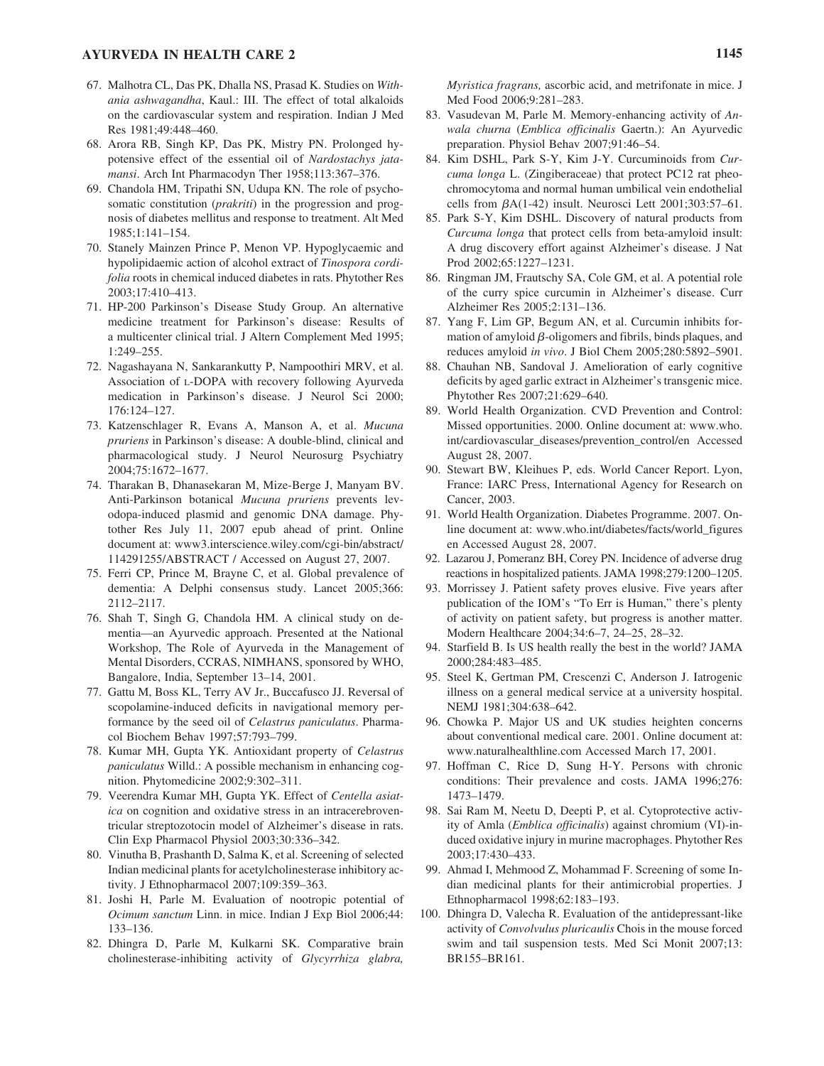67. Malhotra CL, Das PK, Dhalla NS, Prasad K. Studies on *Withania ashwagandha*, Kaul.: III. The effect of total alkaloids on the cardiovascular system and respiration. Indian J Med Res 1981;49:448–460.
68. Arora RB, Singh KP, Das PK, Mistry PN. Prolonged hypotensive effect of the essential oil of *Nardostachys jatamansi*. Arch Int Pharmacodyn Ther 1958;113:367–376.
69. Chandola HM, Tripathi SN, Udupa KN. The role of psychosomatic constitution (*prakriti*) in the progression and prognosis of diabetes mellitus and response to treatment. Alt Med 1985;1:141–154.
70. Stanely Mainzen Prince P, Menon VP. Hypoglycaemic and hypolipidaemic action of alcohol extract of *Tinospora cordifolia* roots in chemical induced diabetes in rats. Phytother Res 2003;17:410–413.
71. HP-200 Parkinson's Disease Study Group. An alternative medicine treatment for Parkinson's disease: Results of a multicenter clinical trial. J Altern Complement Med 1995; 1:249–255.
72. Nagashayana N, Sankarankutty P, Nampoothiri MRV, et al. Association of L-DOPA with recovery following Ayurveda medication in Parkinson's disease. J Neurol Sci 2000; 176:124–127.
73. Katzenschlager R, Evans A, Manson A, et al. *Mucuna pruriens* in Parkinson's disease: A double-blind, clinical and pharmacological study. J Neurol Neurosurg Psychiatry 2004;75:1672–1677.
74. Tharakan B, Dhanasekaran M, Mize-Berge J, Manyam BV. Anti-Parkinson botanical *Mucuna pruriens* prevents levodopa-induced plasmid and genomic DNA damage. Phytother Res July 11, 2007 epub ahead of print. Online document at: www3.interscience.wiley.com/cgi-bin/abstract/114291255/ABSTRACT / Accessed on August 27, 2007.
75. Ferri CP, Prince M, Brayne C, et al. Global prevalence of dementia: A Delphi consensus study. Lancet 2005;366: 2112–2117.
76. Shah T, Singh G, Chandola HM. A clinical study on dementia—an Ayurvedic approach. Presented at the National Workshop, The Role of Ayurveda in the Management of Mental Disorders, CCRAS, NIMHANS, sponsored by WHO, Bangalore, India, September 13–14, 2001.
77. Gattu M, Boss KL, Terry AV Jr., Buccafusco JJ. Reversal of scopolamine-induced deficits in navigational memory performance by the seed oil of *Celastrus paniculatus*. Pharmacol Biochem Behav 1997;57:793–799.
78. Kumar MH, Gupta YK. Antioxidant property of *Celastrus paniculatus* Willd.: A possible mechanism in enhancing cognition. Phytomedicine 2002;9:302–311.
79. Veerendra Kumar MH, Gupta YK. Effect of *Centella asiatica* on cognition and oxidative stress in an intracerebroventricular streptozotocin model of Alzheimer's disease in rats. Clin Exp Pharmacol Physiol 2003;30:336–342.
80. Vinutha B, Prashanth D, Salma K, et al. Screening of selected Indian medicinal plants for acetylcholinesterase inhibitory activity. J Ethnopharmacol 2007;109:359–363.
81. Joshi H, Parle M. Evaluation of nootropic potential of *Ocimum sanctum* Linn. in mice. Indian J Exp Biol 2006;44: 133–136.
82. Dhingra D, Parle M, Kulkarni SK. Comparative brain cholinesterase-inhibiting activity of *Glycyrrhiza glabra, Myristica fragrans,* ascorbic acid, and metrifonate in mice. J Med Food 2006;9:281–283.
83. Vasudevan M, Parle M. Memory-enhancing activity of *Anwala churna* (*Emblica officinalis* Gaertn.): An Ayurvedic preparation. Physiol Behav 2007;91:46–54.
84. Kim DSHL, Park S-Y, Kim J-Y. Curcuminoids from *Curcuma longa* L. (Zingiberaceae) that protect PC12 rat pheochromocytoma and normal human umbilical vein endothelial cells from $\beta$A(1-42) insult. Neurosci Lett 2001;303:57–61.
85. Park S-Y, Kim DSHL. Discovery of natural products from *Curcuma longa* that protect cells from beta-amyloid insult: A drug discovery effort against Alzheimer's disease. J Nat Prod 2002;65:1227–1231.
86. Ringman JM, Frautschy SA, Cole GM, et al. A potential role of the curry spice curcumin in Alzheimer's disease. Curr Alzheimer Res 2005;2:131–136.
87. Yang F, Lim GP, Begum AN, et al. Curcumin inhibits formation of amyloid $\beta$-oligomers and fibrils, binds plaques, and reduces amyloid *in vivo*. J Biol Chem 2005;280:5892–5901.
88. Chauhan NB, Sandoval J. Amelioration of early cognitive deficits by aged garlic extract in Alzheimer's transgenic mice. Phytother Res 2007;21:629–640.
89. World Health Organization. CVD Prevention and Control: Missed opportunities. 2000. Online document at: www.who.int/cardiovascular_diseases/prevention_control/en Accessed August 28, 2007.
90. Stewart BW, Kleihues P, eds. World Cancer Report. Lyon, France: IARC Press, International Agency for Research on Cancer, 2003.
91. World Health Organization. Diabetes Programme. 2007. Online document at: www.who.int/diabetes/facts/world_figures en Accessed August 28, 2007.
92. Lazarou J, Pomeranz BH, Corey PN. Incidence of adverse drug reactions in hospitalized patients. JAMA 1998;279:1200–1205.
93. Morrissey J. Patient safety proves elusive. Five years after publication of the IOM's "To Err is Human," there's plenty of activity on patient safety, but progress is another matter. Modern Healthcare 2004;34:6–7, 24–25, 28–32.
94. Starfield B. Is US health really the best in the world? JAMA 2000;284:483–485.
95. Steel K, Gertman PM, Crescenzi C, Anderson J. Iatrogenic illness on a general medical service at a university hospital. NEMJ 1981;304:638–642.
96. Chowka P. Major US and UK studies heighten concerns about conventional medical care. 2001. Online document at: www.naturalhealthline.com Accessed March 17, 2001.
97. Hoffman C, Rice D, Sung H-Y. Persons with chronic conditions: Their prevalence and costs. JAMA 1996;276: 1473–1479.
98. Sai Ram M, Neetu D, Deepti P, et al. Cytoprotective activity of Amla (*Emblica officinalis*) against chromium (VI)-induced oxidative injury in murine macrophages. Phytother Res 2003;17:430–433.
99. Ahmad I, Mehmood Z, Mohammad F. Screening of some Indian medicinal plants for their antimicrobial properties. J Ethnopharmacol 1998;62:183–193.
100. Dhingra D, Valecha R. Evaluation of the antidepressant-like activity of *Convolvulus pluricaulis* Chois in the mouse forced swim and tail suspension tests. Med Sci Monit 2007;13: BR155–BR161.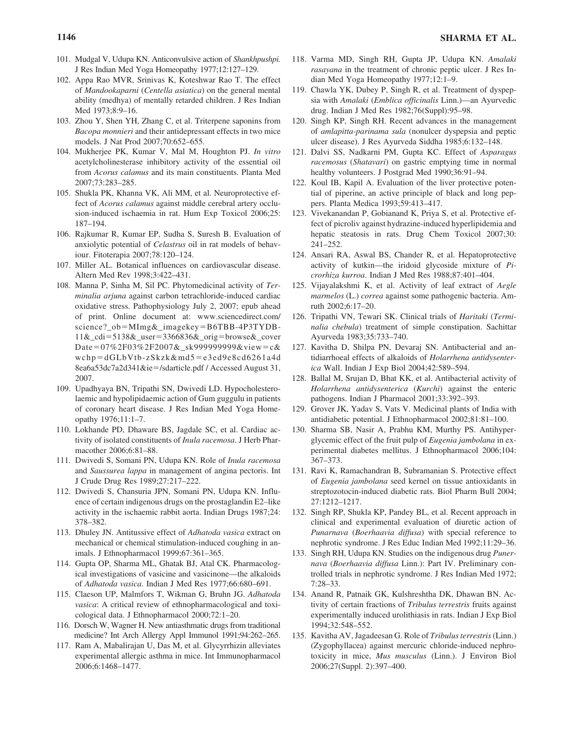101. Mudgal V, Udupa KN. Anticonvulsive action of *Shankhpushpi.* J Res Indian Med Yoga Homeopathy 1977;12:127–129.
102. Appa Rao MVR, Srinivas K, Koteshwar Rao T. The effect of *Mandookaparni* (*Centella asiatica*) on the general mental ability (medhya) of mentally retarded children. J Res Indian Med 1973;8:9–16.
103. Zhou Y, Shen YH, Zhang C, et al. Triterpene saponins from *Bacopa monnieri* and their antidepressant effects in two mice models. J Nat Prod 2007;70:652–655.
104. Mukherjee PK, Kumar V, Mal M, Houghton PJ. *In vitro* acetylcholinesterase inhibitory activity of the essential oil from *Acorus calamus* and its main constituents. Planta Med 2007;73:283–285.
105. Shukla PK, Khanna VK, Ali MM, et al. Neuroprotective effect of *Acorus calamus* against middle cerebral artery occlusion-induced ischaemia in rat. Hum Exp Toxicol 2006;25: 187–194.
106. Rajkumar R, Kumar EP, Sudha S, Suresh B. Evaluation of anxiolytic potential of *Celastrus* oil in rat models of behaviour. Fitoterapia 2007;78:120–124.
107. Miller AL. Botanical influences on cardiovascular disease. Altern Med Rev 1998;3:422–431.
108. Manna P, Sinha M, Sil PC. Phytomedicinal activity of *Terminalia arjuna* against carbon tetrachloride-induced cardiac oxidative stress. Pathophysiology July 2, 2007; epub ahead of print. Online document at: www.sciencedirect.com/science?_ob=MImg&_imagekey=B6TBB-4P3TYDB-11&_cdi=5138&_user=3366836&_orig=browse&_coverDate=07%2F03%2F2007&_sk999999999&view=c&wchp=dGLbVtb-zSkzk&md5=e3ed9e8cd6261a4d8ea6a53dc7a2d341&ie=/sdarticle.pdf / Accessed August 31, 2007.
109. Upadhyaya BN, Tripathi SN, Dwivedi LD. Hypocholesterolaemic and hypolipidaemic action of Gum guggulu in patients of coronary heart disease. J Res Indian Med Yoga Homeopathy 1976;11:1–7.
110. Lokhande PD, Dhaware BS, Jagdale SC, et al. Cardiac activity of isolated constituents of *Inula racemosa*. J Herb Pharmacother 2006;6:81–88.
111. Dwivedi S, Somani PN, Udupa KN. Role of *Inula racemosa* and *Saussurea lappa* in management of angina pectoris. Int J Crude Drug Res 1989;27:217–222.
112. Dwivedi S, Chansuria JPN, Somani PN, Udupa KN. Influence of certain indigenous drugs on the prostaglandin E2–like activity in the ischaemic rabbit aorta. Indian Drugs 1987;24: 378–382.
113. Dhuley JN. Antitussive effect of *Adhatoda vasica* extract on mechanical or chemical stimulation-induced coughing in animals. J Ethnopharmacol 1999;67:361–365.
114. Gupta OP, Sharma ML, Ghatak BJ, Atal CK. Pharmacological investigations of vasicine and vasicinone—the alkaloids of *Adhatoda vasica*. Indian J Med Res 1977;66:680–691.
115. Claeson UP, Malmfors T, Wikman G, Bruhn JG. *Adhatoda vasica*: A critical review of ethnopharmacological and toxicological data. J Ethnopharmacol 2000;72:1–20.
116. Dorsch W, Wagner H. New antiasthmatic drugs from traditional medicine? Int Arch Allergy Appl Immunol 1991;94:262–265.
117. Ram A, Mabalirajan U, Das M, et al. Glycyrrhizin alleviates experimental allergic asthma in mice. Int Immunopharmacol 2006;6:1468–1477.
118. Varma MD, Singh RH, Gupta JP, Udupa KN. *Amalaki rasayana* in the treatment of chronic peptic ulcer. J Res Indian Med Yoga Homeopathy 1977;12:1–9.
119. Chawla YK, Dubey P, Singh R, et al. Treatment of dyspepsia with *Amalaki* (*Emblica officinalis* Linn.)—an Ayurvedic drug. Indian J Med Res 1982;76(Suppl):95–98.
120. Singh KP, Singh RH. Recent advances in the management of *amlapitta-parinama sula* (nonulcer dyspepsia and peptic ulcer disease). J Res Ayurveda Siddha 1985;6:132–148.
121. Dalvi SS, Nadkarni PM, Gupta KC. Effect of *Asparagus racemosus* (*Shatavari*) on gastric emptying time in normal healthy volunteers. J Postgrad Med 1990;36:91–94.
122. Koul IB, Kapil A. Evaluation of the liver protective potential of piperine, an active principle of black and long peppers. Planta Medica 1993;59:413–417.
123. Vivekanandan P, Gobianand K, Priya S, et al. Protective effect of picroliv against hydrazine-induced hyperlipidemia and hepatic steatosis in rats. Drug Chem Toxicol 2007;30: 241–252.
124. Ansari RA, Aswal BS, Chander R, et al. Hepatoprotective activity of kutkin—the iridoid glycoside mixture of *Picrorhiza kurroa*. Indian J Med Res 1988;87:401–404.
125. Vijayalakshmi K, et al. Activity of leaf extract of *Aegle marmelos* (L.) *correa* against some pathogenic bacteria. Amruth 2002;6:17–20.
126. Tripathi VN, Tewari SK. Clinical trials of *Haritaki* (*Terminalia chebula*) treatment of simple constipation. Sachittar Ayurveda 1983;35:733–740.
127. Kavitha D, Shilpa PN, Devaraj SN. Antibacterial and antidiarrhoeal effects of alkaloids of *Holarrhena antidysenterica* Wall. Indian J Exp Biol 2004;42:589–594.
128. Ballal M, Srujan D, Bhat KK, et al. Antibacterial activity of *Holarrhena antidysenterica* (*Kurchi*) against the enteric pathogens. Indian J Pharmacol 2001;33:392–393.
129. Grover JK, Yadav S, Vats V. Medicinal plants of India with antidiabetic potential. J Ethnopharmacol 2002;81:81–100.
130. Sharma SB, Nasir A, Prabhu KM, Murthy PS. Antihyperglycemic effect of the fruit pulp of *Eugenia jambolana* in experimental diabetes mellitus. J Ethnopharmacol 2006;104: 367–373.
131. Ravi K, Ramachandran B, Subramanian S. Protective effect of *Eugenia jambolana* seed kernel on tissue antioxidants in streptozotocin-induced diabetic rats. Biol Pharm Bull 2004; 27:1212–1217.
132. Singh RP, Shukla KP, Pandey BL, et al. Recent approach in clinical and experimental evaluation of diuretic action of *Punarnava* (*Boerhaavia diffusa*) with special reference to nephrotic syndrome. J Res Educ Indian Med 1992;11:29–36.
133. Singh RH, Udupa KN. Studies on the indigenous drug *Punernava* (*Boerhaavia diffusa* Linn.): Part IV. Preliminary controlled trials in nephrotic syndrome. J Res Indian Med 1972; 7:28–33.
134. Anand R, Patnaik GK, Kulshreshtha DK, Dhawan BN. Activity of certain fractions of *Tribulus terrestris* fruits against experimentally induced urolithiasis in rats. Indian J Exp Biol 1994;32:548–552.
135. Kavitha AV, Jagadeesan G. Role of *Tribulus terrestris* (Linn.) (Zygophyllacea) against mercuric chloride-induced nephrotoxicity in mice, *Mus musculus* (Linn.). J Environ Biol 2006;27(Suppl. 2):397–400.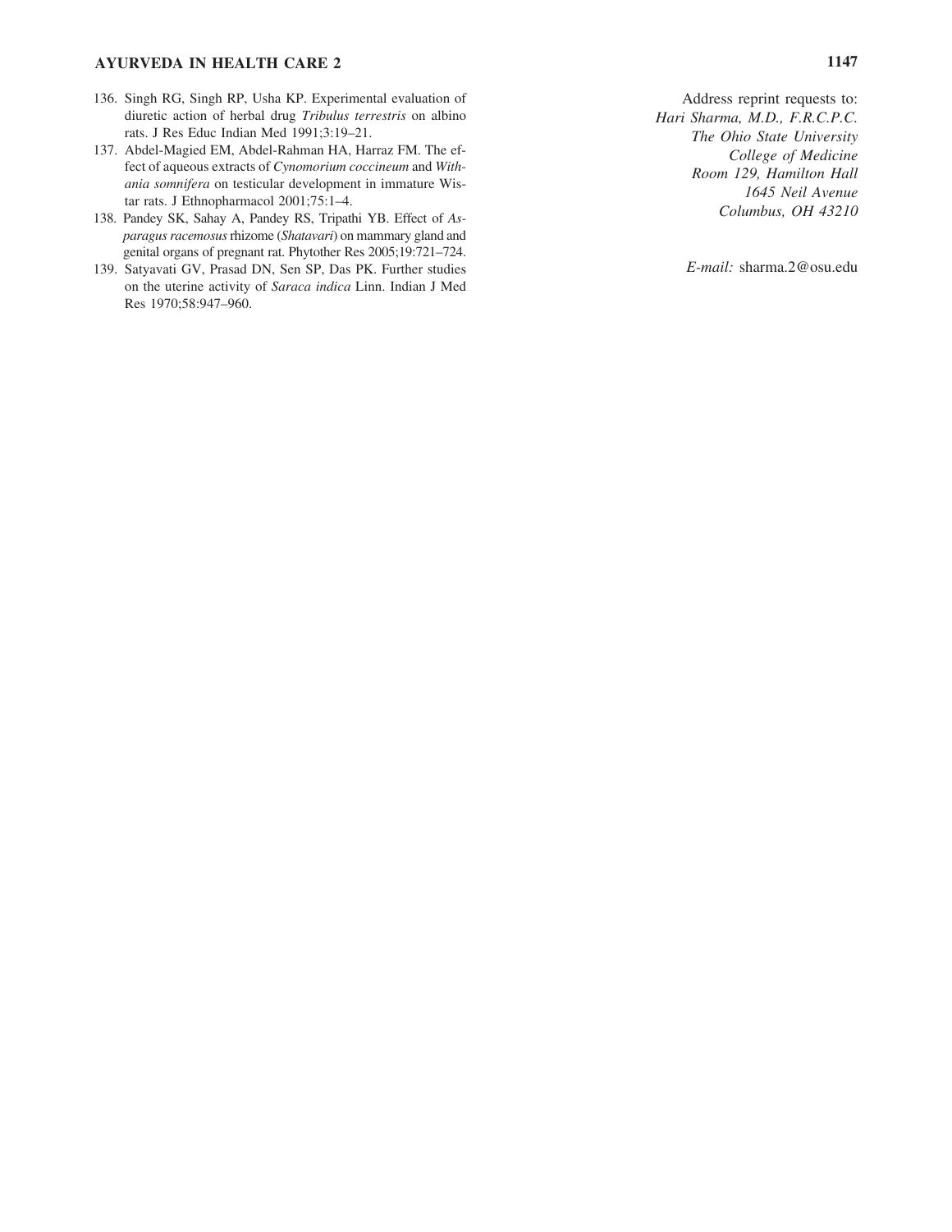136. Singh RG, Singh RP, Usha KP. Experimental evaluation of diuretic action of herbal drug *Tribulus terrestris* on albino rats. J Res Educ Indian Med 1991;3:19–21.
137. Abdel-Magied EM, Abdel-Rahman HA, Harraz FM. The effect of aqueous extracts of *Cynomorium coccineum* and *Withania somnifera* on testicular development in immature Wistar rats. J Ethnopharmacol 2001;75:1–4.
138. Pandey SK, Sahay A, Pandey RS, Tripathi YB. Effect of *Asparagus racemosus* rhizome (*Shatavari*) on mammary gland and genital organs of pregnant rat. Phytother Res 2005;19:721–724.
139. Satyavati GV, Prasad DN, Sen SP, Das PK. Further studies on the uterine activity of *Saraca indica* Linn. Indian J Med Res 1970;58:947–960.

Address reprint requests to:
*Hari Sharma, M.D., F.R.C.P.C.*
*The Ohio State University*
*College of Medicine*
*Room 129, Hamilton Hall*
*1645 Neil Avenue*
*Columbus, OH 43210*

*E-mail:* sharma.2@osu.edu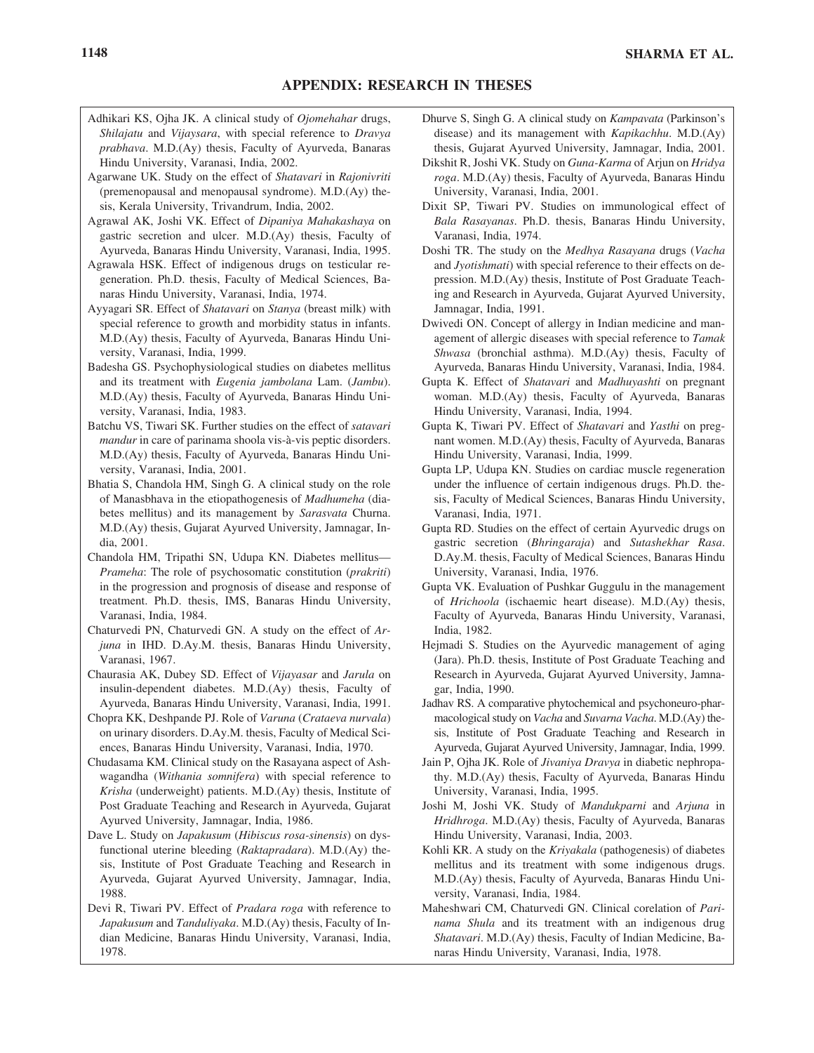## APPENDIX: RESEARCH IN THESES

Adhikari KS, Ojha JK. A clinical study of *Ojomehahar* drugs, *Shilajatu* and *Vijaysara*, with special reference to *Dravya prabhava*. M.D.(Ay) thesis, Faculty of Ayurveda, Banaras Hindu University, Varanasi, India, 2002.

Agarwane UK. Study on the effect of *Shatavari* in *Rajonivriti* (premenopausal and menopausal syndrome). M.D.(Ay) thesis, Kerala University, Trivandrum, India, 2002.

Agrawal AK, Joshi VK. Effect of *Dipaniya Mahakashaya* on gastric secretion and ulcer. M.D.(Ay) thesis, Faculty of Ayurveda, Banaras Hindu University, Varanasi, India, 1995.

Agrawala HSK. Effect of indigenous drugs on testicular regeneration. Ph.D. thesis, Faculty of Medical Sciences, Banaras Hindu University, Varanasi, India, 1974.

Ayyagari SR. Effect of *Shatavari* on *Stanya* (breast milk) with special reference to growth and morbidity status in infants. M.D.(Ay) thesis, Faculty of Ayurveda, Banaras Hindu University, Varanasi, India, 1999.

Badesha GS. Psychophysiological studies on diabetes mellitus and its treatment with *Eugenia jambolana* Lam. (*Jambu*). M.D.(Ay) thesis, Faculty of Ayurveda, Banaras Hindu University, Varanasi, India, 1983.

Batchu VS, Tiwari SK. Further studies on the effect of *satavari mandur* in care of parinama shoola vis-à-vis peptic disorders. M.D.(Ay) thesis, Faculty of Ayurveda, Banaras Hindu University, Varanasi, India, 2001.

Bhatia S, Chandola HM, Singh G. A clinical study on the role of Manasbhava in the etiopathogenesis of *Madhumeha* (diabetes mellitus) and its management by *Sarasvata* Churna. M.D.(Ay) thesis, Gujarat Ayurved University, Jamnagar, India, 2001.

Chandola HM, Tripathi SN, Udupa KN. Diabetes mellitus—*Prameha*: The role of psychosomatic constitution (*prakriti*) in the progression and prognosis of disease and response of treatment. Ph.D. thesis, IMS, Banaras Hindu University, Varanasi, India, 1984.

Chaturvedi PN, Chaturvedi GN. A study on the effect of *Arjuna* in IHD. D.Ay.M. thesis, Banaras Hindu University, Varanasi, 1967.

Chaurasia AK, Dubey SD. Effect of *Vijayasar* and *Jarula* on insulin-dependent diabetes. M.D.(Ay) thesis, Faculty of Ayurveda, Banaras Hindu University, Varanasi, India, 1991.

Chopra KK, Deshpande PJ. Role of *Varuna* (*Crataeva nurvala*) on urinary disorders. D.Ay.M. thesis, Faculty of Medical Sciences, Banaras Hindu University, Varanasi, India, 1970.

Chudasama KM. Clinical study on the Rasayana aspect of Ashwagandha (*Withania somnifera*) with special reference to *Krisha* (underweight) patients. M.D.(Ay) thesis, Institute of Post Graduate Teaching and Research in Ayurveda, Gujarat Ayurved University, Jamnagar, India, 1986.

Dave L. Study on *Japakusum* (*Hibiscus rosa-sinensis*) on dysfunctional uterine bleeding (*Raktapradara*). M.D.(Ay) thesis, Institute of Post Graduate Teaching and Research in Ayurveda, Gujarat Ayurved University, Jamnagar, India, 1988.

Devi R, Tiwari PV. Effect of *Pradara roga* with reference to *Japakusum* and *Tanduliyaka*. M.D.(Ay) thesis, Faculty of Indian Medicine, Banaras Hindu University, Varanasi, India, 1978.

Dhurve S, Singh G. A clinical study on *Kampavata* (Parkinson's disease) and its management with *Kapikachhu*. M.D.(Ay) thesis, Gujarat Ayurved University, Jamnagar, India, 2001.

Dikshit R, Joshi VK. Study on *Guna-Karma* of Arjun on *Hridya roga*. M.D.(Ay) thesis, Faculty of Ayurveda, Banaras Hindu University, Varanasi, India, 2001.

Dixit SP, Tiwari PV. Studies on immunological effect of *Bala Rasayanas*. Ph.D. thesis, Banaras Hindu University, Varanasi, India, 1974.

Doshi TR. The study on the *Medhya Rasayana* drugs (*Vacha* and *Jyotishmati*) with special reference to their effects on depression. M.D.(Ay) thesis, Institute of Post Graduate Teaching and Research in Ayurveda, Gujarat Ayurved University, Jamnagar, India, 1991.

Dwivedi ON. Concept of allergy in Indian medicine and management of allergic diseases with special reference to *Tamak Shwasa* (bronchial asthma). M.D.(Ay) thesis, Faculty of Ayurveda, Banaras Hindu University, Varanasi, India, 1984.

Gupta K. Effect of *Shatavari* and *Madhuyashti* on pregnant woman. M.D.(Ay) thesis, Faculty of Ayurveda, Banaras Hindu University, Varanasi, India, 1994.

Gupta K, Tiwari PV. Effect of *Shatavari* and *Yasthi* on pregnant women. M.D.(Ay) thesis, Faculty of Ayurveda, Banaras Hindu University, Varanasi, India, 1999.

Gupta LP, Udupa KN. Studies on cardiac muscle regeneration under the influence of certain indigenous drugs. Ph.D. thesis, Faculty of Medical Sciences, Banaras Hindu University, Varanasi, India, 1971.

Gupta RD. Studies on the effect of certain Ayurvedic drugs on gastric secretion (*Bhringaraja*) and *Sutashekhar Rasa*. D.Ay.M. thesis, Faculty of Medical Sciences, Banaras Hindu University, Varanasi, India, 1976.

Gupta VK. Evaluation of Pushkar Guggulu in the management of *Hrichoola* (ischaemic heart disease). M.D.(Ay) thesis, Faculty of Ayurveda, Banaras Hindu University, Varanasi, India, 1982.

Hejmadi S. Studies on the Ayurvedic management of aging (Jara). Ph.D. thesis, Institute of Post Graduate Teaching and Research in Ayurveda, Gujarat Ayurved University, Jamnagar, India, 1990.

Jadhav RS. A comparative phytochemical and psychoneuro-pharmacological study on *Vacha* and *Suvarna Vacha*. M.D.(Ay) thesis, Institute of Post Graduate Teaching and Research in Ayurveda, Gujarat Ayurved University, Jamnagar, India, 1999.

Jain P, Ojha JK. Role of *Jivaniya Dravya* in diabetic nephropathy. M.D.(Ay) thesis, Faculty of Ayurveda, Banaras Hindu University, Varanasi, India, 1995.

Joshi M, Joshi VK. Study of *Mandukparni* and *Arjuna* in *Hridhroga*. M.D.(Ay) thesis, Faculty of Ayurveda, Banaras Hindu University, Varanasi, India, 2003.

Kohli KR. A study on the *Kriyakala* (pathogenesis) of diabetes mellitus and its treatment with some indigenous drugs. M.D.(Ay) thesis, Faculty of Ayurveda, Banaras Hindu University, Varanasi, India, 1984.

Maheshwari CM, Chaturvedi GN. Clinical corelation of *Parinama Shula* and its treatment with an indigenous drug *Shatavari*. M.D.(Ay) thesis, Faculty of Indian Medicine, Banaras Hindu University, Varanasi, India, 1978.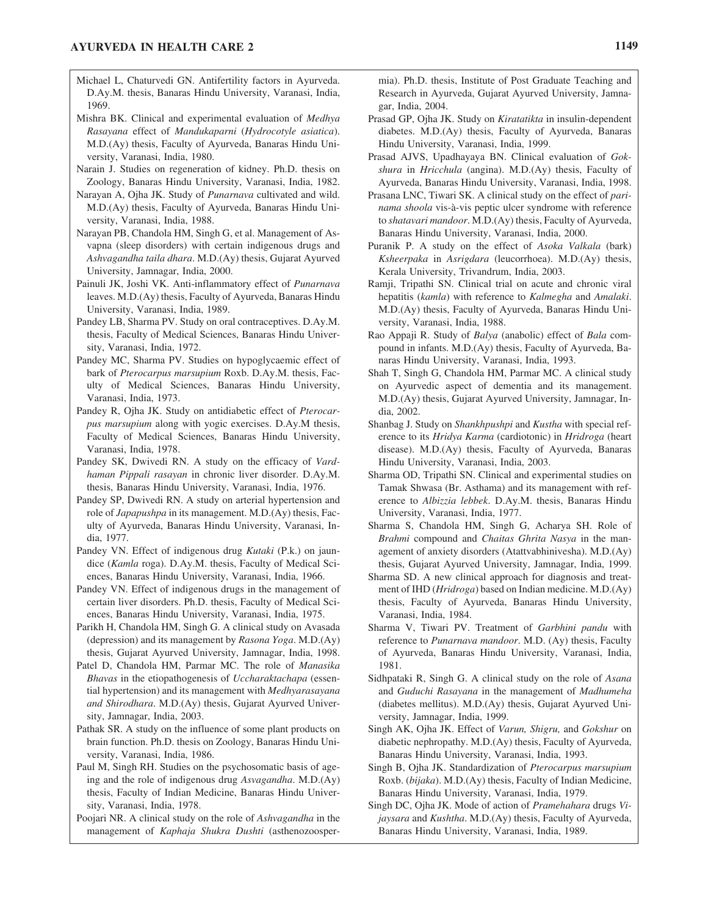Michael L, Chaturvedi GN. Antifertility factors in Ayurveda. D.Ay.M. thesis, Banaras Hindu University, Varanasi, India, 1969.

Mishra BK. Clinical and experimental evaluation of *Medhya Rasayana* effect of *Mandukaparni* (*Hydrocotyle asiatica*). M.D.(Ay) thesis, Faculty of Ayurveda, Banaras Hindu University, Varanasi, India, 1980.

Narain J. Studies on regeneration of kidney. Ph.D. thesis on Zoology, Banaras Hindu University, Varanasi, India, 1982.

Narayan A, Ojha JK. Study of *Punarnava* cultivated and wild. M.D.(Ay) thesis, Faculty of Ayurveda, Banaras Hindu University, Varanasi, India, 1988.

Narayan PB, Chandola HM, Singh G, et al. Management of Asvapna (sleep disorders) with certain indigenous drugs and *Ashvagandha taila dhara*. M.D.(Ay) thesis, Gujarat Ayurved University, Jamnagar, India, 2000.

Painuli JK, Joshi VK. Anti-inflammatory effect of *Punarnava* leaves. M.D.(Ay) thesis, Faculty of Ayurveda, Banaras Hindu University, Varanasi, India, 1989.

Pandey LB, Sharma PV. Study on oral contraceptives. D.Ay.M. thesis, Faculty of Medical Sciences, Banaras Hindu University, Varanasi, India, 1972.

Pandey MC, Sharma PV. Studies on hypoglycaemic effect of bark of *Pterocarpus marsupium* Roxb. D.Ay.M. thesis, Faculty of Medical Sciences, Banaras Hindu University, Varanasi, India, 1973.

Pandey R, Ojha JK. Study on antidiabetic effect of *Pterocarpus marsupium* along with yogic exercises. D.Ay.M thesis, Faculty of Medical Sciences, Banaras Hindu University, Varanasi, India, 1978.

Pandey SK, Dwivedi RN. A study on the efficacy of *Vardhaman Pippali rasayan* in chronic liver disorder. D.Ay.M. thesis, Banaras Hindu University, Varanasi, India, 1976.

Pandey SP, Dwivedi RN. A study on arterial hypertension and role of *Japapushpa* in its management. M.D.(Ay) thesis, Faculty of Ayurveda, Banaras Hindu University, Varanasi, India, 1977.

Pandey VN. Effect of indigenous drug *Kutaki* (P.k.) on jaundice (*Kamla* roga). D.Ay.M. thesis, Faculty of Medical Sciences, Banaras Hindu University, Varanasi, India, 1966.

Pandey VN. Effect of indigenous drugs in the management of certain liver disorders. Ph.D. thesis, Faculty of Medical Sciences, Banaras Hindu University, Varanasi, India, 1975.

Parikh H, Chandola HM, Singh G. A clinical study on Avasada (depression) and its management by *Rasona Yoga*. M.D.(Ay) thesis, Gujarat Ayurved University, Jamnagar, India, 1998.

Patel D, Chandola HM, Parmar MC. The role of *Manasika Bhavas* in the etiopathogenesis of *Uccharaktachapa* (essential hypertension) and its management with *Medhyarasayana and Shirodhara*. M.D.(Ay) thesis, Gujarat Ayurved University, Jamnagar, India, 2003.

Pathak SR. A study on the influence of some plant products on brain function. Ph.D. thesis on Zoology, Banaras Hindu University, Varanasi, India, 1986.

Paul M, Singh RH. Studies on the psychosomatic basis of ageing and the role of indigenous drug *Asvagandha*. M.D.(Ay) thesis, Faculty of Indian Medicine, Banaras Hindu University, Varanasi, India, 1978.

Poojari NR. A clinical study on the role of *Ashvagandha* in the management of *Kaphaja Shukra Dushti* (asthenozoospermia). Ph.D. thesis, Institute of Post Graduate Teaching and Research in Ayurveda, Gujarat Ayurved University, Jamnagar, India, 2004.

Prasad GP, Ojha JK. Study on *Kiratatikta* in insulin-dependent diabetes. M.D.(Ay) thesis, Faculty of Ayurveda, Banaras Hindu University, Varanasi, India, 1999.

Prasad AJVS, Upadhayaya BN. Clinical evaluation of *Gokshura* in *Hricchula* (angina). M.D.(Ay) thesis, Faculty of Ayurveda, Banaras Hindu University, Varanasi, India, 1998.

Prasana LNC, Tiwari SK. A clinical study on the effect of *parinama shoola* vis-à-vis peptic ulcer syndrome with reference to *shatavari mandoor*. M.D.(Ay) thesis, Faculty of Ayurveda, Banaras Hindu University, Varanasi, India, 2000.

Puranik P. A study on the effect of *Asoka Valkala* (bark) *Ksheerpaka* in *Asrigdara* (leucorrhoea). M.D.(Ay) thesis, Kerala University, Trivandrum, India, 2003.

Ramji, Tripathi SN. Clinical trial on acute and chronic viral hepatitis (*kamla*) with reference to *Kalmegha* and *Amalaki*. M.D.(Ay) thesis, Faculty of Ayurveda, Banaras Hindu University, Varanasi, India, 1988.

Rao Appaji R. Study of *Balya* (anabolic) effect of *Bala* compound in infants. M.D.(Ay) thesis, Faculty of Ayurveda, Banaras Hindu University, Varanasi, India, 1993.

Shah T, Singh G, Chandola HM, Parmar MC. A clinical study on Ayurvedic aspect of dementia and its management. M.D.(Ay) thesis, Gujarat Ayurved University, Jamnagar, India, 2002.

Shanbag J. Study on *Shankhpushpi* and *Kustha* with special reference to its *Hridya Karma* (cardiotonic) in *Hridroga* (heart disease). M.D.(Ay) thesis, Faculty of Ayurveda, Banaras Hindu University, Varanasi, India, 2003.

Sharma OD, Tripathi SN. Clinical and experimental studies on Tamak Shwasa (Br. Asthama) and its management with reference to *Albizzia lebbek*. D.Ay.M. thesis, Banaras Hindu University, Varanasi, India, 1977.

Sharma S, Chandola HM, Singh G, Acharya SH. Role of *Brahmi* compound and *Chaitas Ghrita Nasya* in the management of anxiety disorders (Atattvabhinivesha). M.D.(Ay) thesis, Gujarat Ayurved University, Jamnagar, India, 1999.

Sharma SD. A new clinical approach for diagnosis and treatment of IHD (*Hridroga*) based on Indian medicine. M.D.(Ay) thesis, Faculty of Ayurveda, Banaras Hindu University, Varanasi, India, 1984.

Sharma V, Tiwari PV. Treatment of *Garbhini pandu* with reference to *Punarnava mandoor*. M.D. (Ay) thesis, Faculty of Ayurveda, Banaras Hindu University, Varanasi, India, 1981.

Sidhpataki R, Singh G. A clinical study on the role of *Asana* and *Guduchi Rasayana* in the management of *Madhumeha* (diabetes mellitus). M.D.(Ay) thesis, Gujarat Ayurved University, Jamnagar, India, 1999.

Singh AK, Ojha JK. Effect of *Varun, Shigru,* and *Gokshur* on diabetic nephropathy. M.D.(Ay) thesis, Faculty of Ayurveda, Banaras Hindu University, Varanasi, India, 1993.

Singh B, Ojha JK. Standardization of *Pterocarpus marsupium* Roxb. (*bijaka*). M.D.(Ay) thesis, Faculty of Indian Medicine, Banaras Hindu University, Varanasi, India, 1979.

Singh DC, Ojha JK. Mode of action of *Pramehahara* drugs *Vijaysara* and *Kushtha*. M.D.(Ay) thesis, Faculty of Ayurveda, Banaras Hindu University, Varanasi, India, 1989.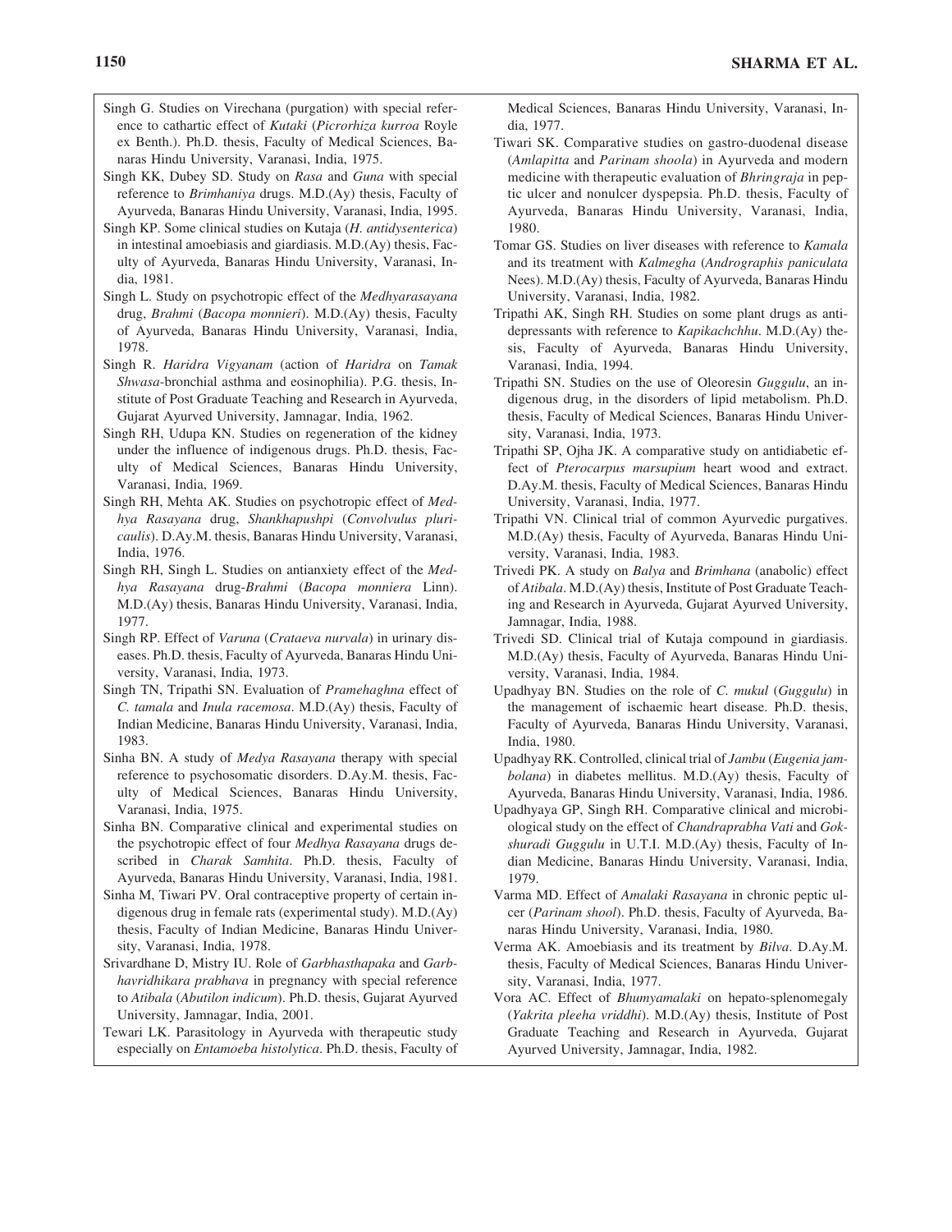Singh G. Studies on Virechana (purgation) with special reference to cathartic effect of *Kutaki* (*Picrorhiza kurroa* Royle ex Benth.). Ph.D. thesis, Faculty of Medical Sciences, Banaras Hindu University, Varanasi, India, 1975.

Singh KK, Dubey SD. Study on *Rasa* and *Guna* with special reference to *Brimhaniya* drugs. M.D.(Ay) thesis, Faculty of Ayurveda, Banaras Hindu University, Varanasi, India, 1995.

Singh KP. Some clinical studies on Kutaja (*H. antidysenterica*) in intestinal amoebiasis and giardiasis. M.D.(Ay) thesis, Faculty of Ayurveda, Banaras Hindu University, Varanasi, India, 1981.

Singh L. Study on psychotropic effect of the *Medhyarasayana* drug, *Brahmi* (*Bacopa monnieri*). M.D.(Ay) thesis, Faculty of Ayurveda, Banaras Hindu University, Varanasi, India, 1978.

Singh R. *Haridra Vigyanam* (action of *Haridra* on *Tamak Shwasa*-bronchial asthma and eosinophilia). P.G. thesis, Institute of Post Graduate Teaching and Research in Ayurveda, Gujarat Ayurved University, Jamnagar, India, 1962.

Singh RH, Udupa KN. Studies on regeneration of the kidney under the influence of indigenous drugs. Ph.D. thesis, Faculty of Medical Sciences, Banaras Hindu University, Varanasi, India, 1969.

Singh RH, Mehta AK. Studies on psychotropic effect of *Medhya Rasayana* drug, *Shankhapushpi* (*Convolvulus pluricaulis*). D.Ay.M. thesis, Banaras Hindu University, Varanasi, India, 1976.

Singh RH, Singh L. Studies on antianxiety effect of the *Medhya Rasayana* drug-*Brahmi* (*Bacopa monniera* Linn). M.D.(Ay) thesis, Banaras Hindu University, Varanasi, India, 1977.

Singh RP. Effect of *Varuna* (*Crataeva nurvala*) in urinary diseases. Ph.D. thesis, Faculty of Ayurveda, Banaras Hindu University, Varanasi, India, 1973.

Singh TN, Tripathi SN. Evaluation of *Pramehaghna* effect of *C. tamala* and *Inula racemosa*. M.D.(Ay) thesis, Faculty of Indian Medicine, Banaras Hindu University, Varanasi, India, 1983.

Sinha BN. A study of *Medya Rasayana* therapy with special reference to psychosomatic disorders. D.Ay.M. thesis, Faculty of Medical Sciences, Banaras Hindu University, Varanasi, India, 1975.

Sinha BN. Comparative clinical and experimental studies on the psychotropic effect of four *Medhya Rasayana* drugs described in *Charak Samhita*. Ph.D. thesis, Faculty of Ayurveda, Banaras Hindu University, Varanasi, India, 1981.

Sinha M, Tiwari PV. Oral contraceptive property of certain indigenous drug in female rats (experimental study). M.D.(Ay) thesis, Faculty of Indian Medicine, Banaras Hindu University, Varanasi, India, 1978.

Srivardhane D, Mistry IU. Role of *Garbhasthapaka* and *Garbhavridhikara prabhava* in pregnancy with special reference to *Atibala* (*Abutilon indicum*). Ph.D. thesis, Gujarat Ayurved University, Jamnagar, India, 2001.

Tewari LK. Parasitology in Ayurveda with therapeutic study especially on *Entamoeba histolytica*. Ph.D. thesis, Faculty of Medical Sciences, Banaras Hindu University, Varanasi, India, 1977.

Tiwari SK. Comparative studies on gastro-duodenal disease (*Amlapitta* and *Parinam shoola*) in Ayurveda and modern medicine with therapeutic evaluation of *Bhringraja* in peptic ulcer and nonulcer dyspepsia. Ph.D. thesis, Faculty of Ayurveda, Banaras Hindu University, Varanasi, India, 1980.

Tomar GS. Studies on liver diseases with reference to *Kamala* and its treatment with *Kalmegha* (*Andrographis paniculata* Nees). M.D.(Ay) thesis, Faculty of Ayurveda, Banaras Hindu University, Varanasi, India, 1982.

Tripathi AK, Singh RH. Studies on some plant drugs as antidepressants with reference to *Kapikachchhu*. M.D.(Ay) thesis, Faculty of Ayurveda, Banaras Hindu University, Varanasi, India, 1994.

Tripathi SN. Studies on the use of Oleoresin *Guggulu*, an indigenous drug, in the disorders of lipid metabolism. Ph.D. thesis, Faculty of Medical Sciences, Banaras Hindu University, Varanasi, India, 1973.

Tripathi SP, Ojha JK. A comparative study on antidiabetic effect of *Pterocarpus marsupium* heart wood and extract. D.Ay.M. thesis, Faculty of Medical Sciences, Banaras Hindu University, Varanasi, India, 1977.

Tripathi VN. Clinical trial of common Ayurvedic purgatives. M.D.(Ay) thesis, Faculty of Ayurveda, Banaras Hindu University, Varanasi, India, 1983.

Trivedi PK. A study on *Balya* and *Brimhana* (anabolic) effect of *Atibala*. M.D.(Ay) thesis, Institute of Post Graduate Teaching and Research in Ayurveda, Gujarat Ayurved University, Jamnagar, India, 1988.

Trivedi SD. Clinical trial of Kutaja compound in giardiasis. M.D.(Ay) thesis, Faculty of Ayurveda, Banaras Hindu University, Varanasi, India, 1984.

Upadhyay BN. Studies on the role of *C. mukul* (*Guggulu*) in the management of ischaemic heart disease. Ph.D. thesis, Faculty of Ayurveda, Banaras Hindu University, Varanasi, India, 1980.

Upadhyay RK. Controlled, clinical trial of *Jambu* (*Eugenia jambolana*) in diabetes mellitus. M.D.(Ay) thesis, Faculty of Ayurveda, Banaras Hindu University, Varanasi, India, 1986.

Upadhyaya GP, Singh RH. Comparative clinical and microbiological study on the effect of *Chandraprabha Vati* and *Gokshuradi Guggulu* in U.T.I. M.D.(Ay) thesis, Faculty of Indian Medicine, Banaras Hindu University, Varanasi, India, 1979.

Varma MD. Effect of *Amalaki Rasayana* in chronic peptic ulcer (*Parinam shool*). Ph.D. thesis, Faculty of Ayurveda, Banaras Hindu University, Varanasi, India, 1980.

Verma AK. Amoebiasis and its treatment by *Bilva*. D.Ay.M. thesis, Faculty of Medical Sciences, Banaras Hindu University, Varanasi, India, 1977.

Vora AC. Effect of *Bhumyamalaki* on hepato-splenomegaly (*Yakrita pleeha vriddhi*). M.D.(Ay) thesis, Institute of Post Graduate Teaching and Research in Ayurveda, Gujarat Ayurved University, Jamnagar, India, 1982.